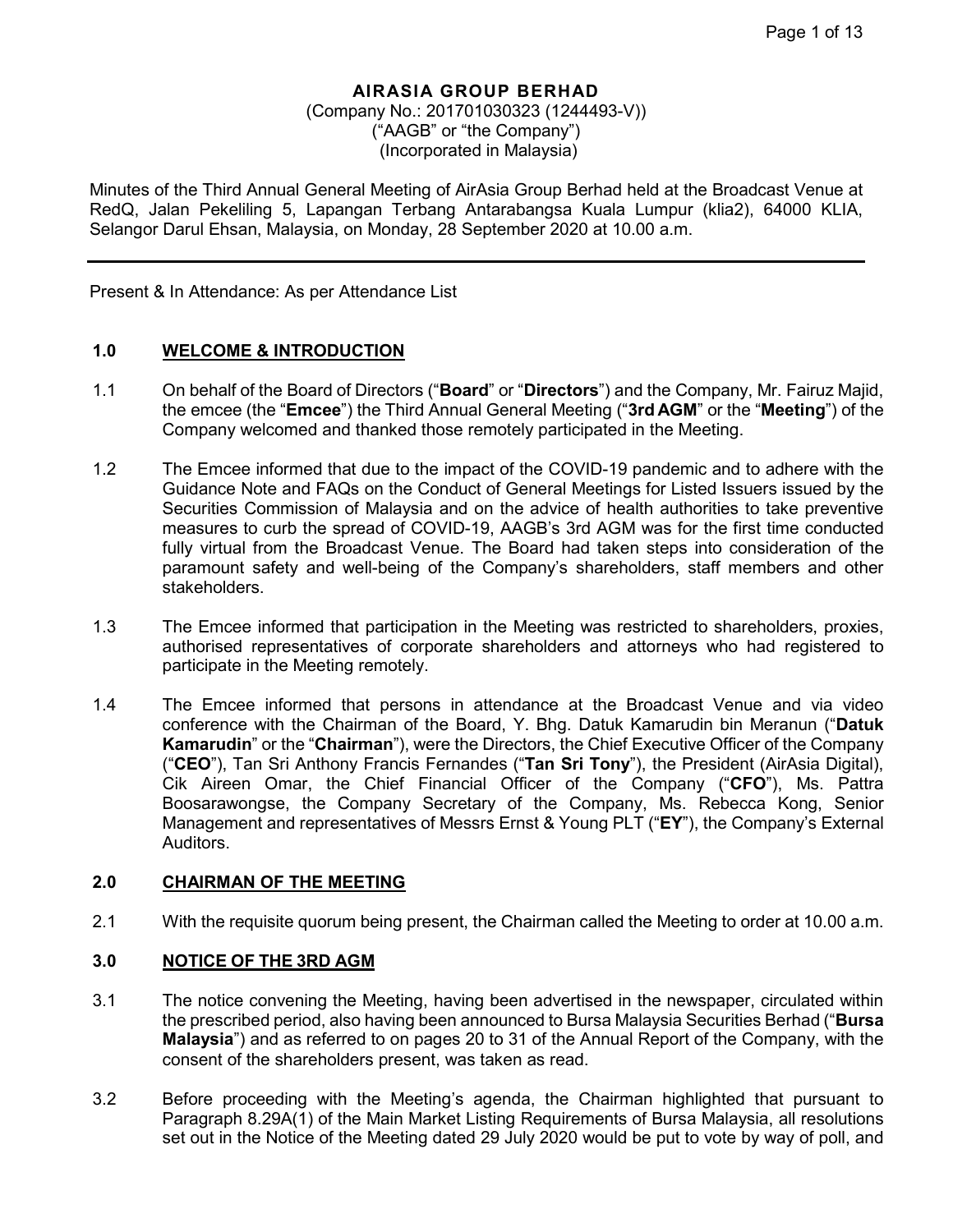**AIRASIA GROUP BERHAD**
(Company No.: 201701030323 (1244493-V))
("AAGB" or "the Company")
(Incorporated in Malaysia)

Minutes of the Third Annual General Meeting of AirAsia Group Berhad held at the Broadcast Venue at RedQ, Jalan Pekeliling 5, Lapangan Terbang Antarabangsa Kuala Lumpur (klia2), 64000 KLIA, Selangor Darul Ehsan, Malaysia, on Monday, 28 September 2020 at 10.00 a.m.

---

Present & In Attendance: As per Attendance List

## 1.0 WELCOME & INTRODUCTION

1.1 On behalf of the Board of Directors ("**Board**" or "**Directors**") and the Company, Mr. Fairuz Majid, the emcee (the "**Emcee**") the Third Annual General Meeting ("**3rd AGM**" or the "**Meeting**") of the Company welcomed and thanked those remotely participated in the Meeting.

1.2 The Emcee informed that due to the impact of the COVID-19 pandemic and to adhere with the Guidance Note and FAQs on the Conduct of General Meetings for Listed Issuers issued by the Securities Commission of Malaysia and on the advice of health authorities to take preventive measures to curb the spread of COVID-19, AAGB's 3rd AGM was for the first time conducted fully virtual from the Broadcast Venue. The Board had taken steps into consideration of the paramount safety and well-being of the Company's shareholders, staff members and other stakeholders.

1.3 The Emcee informed that participation in the Meeting was restricted to shareholders, proxies, authorised representatives of corporate shareholders and attorneys who had registered to participate in the Meeting remotely.

1.4 The Emcee informed that persons in attendance at the Broadcast Venue and via video conference with the Chairman of the Board, Y. Bhg. Datuk Kamarudin bin Meranun ("**Datuk Kamarudin**" or the "**Chairman**"), were the Directors, the Chief Executive Officer of the Company ("**CEO**"), Tan Sri Anthony Francis Fernandes ("**Tan Sri Tony**"), the President (AirAsia Digital), Cik Aireen Omar, the Chief Financial Officer of the Company ("**CFO**"), Ms. Pattra Boosarawongse, the Company Secretary of the Company, Ms. Rebecca Kong, Senior Management and representatives of Messrs Ernst & Young PLT ("**EY**"), the Company's External Auditors.

## 2.0 CHAIRMAN OF THE MEETING

2.1 With the requisite quorum being present, the Chairman called the Meeting to order at 10.00 a.m.

## 3.0 NOTICE OF THE 3RD AGM

3.1 The notice convening the Meeting, having been advertised in the newspaper, circulated within the prescribed period, also having been announced to Bursa Malaysia Securities Berhad ("**Bursa Malaysia**") and as referred to on pages 20 to 31 of the Annual Report of the Company, with the consent of the shareholders present, was taken as read.

3.2 Before proceeding with the Meeting's agenda, the Chairman highlighted that pursuant to Paragraph 8.29A(1) of the Main Market Listing Requirements of Bursa Malaysia, all resolutions set out in the Notice of the Meeting dated 29 July 2020 would be put to vote by way of poll, and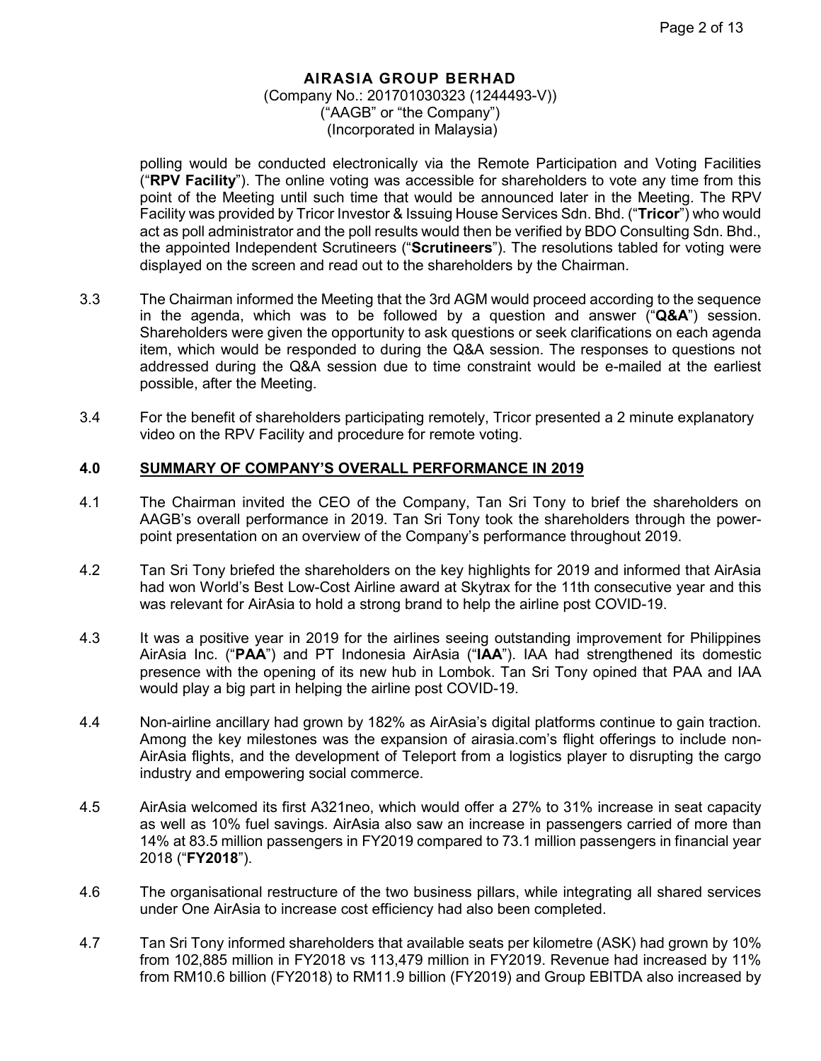**AIRASIA GROUP BERHAD**
(Company No.: 201701030323 (1244493-V))
("AAGB" or "the Company")
(Incorporated in Malaysia)

polling would be conducted electronically via the Remote Participation and Voting Facilities ("**RPV Facility**"). The online voting was accessible for shareholders to vote any time from this point of the Meeting until such time that would be announced later in the Meeting. The RPV Facility was provided by Tricor Investor & Issuing House Services Sdn. Bhd. ("**Tricor**") who would act as poll administrator and the poll results would then be verified by BDO Consulting Sdn. Bhd., the appointed Independent Scrutineers ("**Scrutineers**"). The resolutions tabled for voting were displayed on the screen and read out to the shareholders by the Chairman.

3.3 The Chairman informed the Meeting that the 3rd AGM would proceed according to the sequence in the agenda, which was to be followed by a question and answer ("**Q&A**") session. Shareholders were given the opportunity to ask questions or seek clarifications on each agenda item, which would be responded to during the Q&A session. The responses to questions not addressed during the Q&A session due to time constraint would be e-mailed at the earliest possible, after the Meeting.

3.4 For the benefit of shareholders participating remotely, Tricor presented a 2 minute explanatory video on the RPV Facility and procedure for remote voting.

## 4.0 SUMMARY OF COMPANY'S OVERALL PERFORMANCE IN 2019

4.1 The Chairman invited the CEO of the Company, Tan Sri Tony to brief the shareholders on AAGB's overall performance in 2019. Tan Sri Tony took the shareholders through the power-point presentation on an overview of the Company's performance throughout 2019.

4.2 Tan Sri Tony briefed the shareholders on the key highlights for 2019 and informed that AirAsia had won World's Best Low-Cost Airline award at Skytrax for the 11th consecutive year and this was relevant for AirAsia to hold a strong brand to help the airline post COVID-19.

4.3 It was a positive year in 2019 for the airlines seeing outstanding improvement for Philippines AirAsia Inc. ("**PAA**") and PT Indonesia AirAsia ("**IAA**"). IAA had strengthened its domestic presence with the opening of its new hub in Lombok. Tan Sri Tony opined that PAA and IAA would play a big part in helping the airline post COVID-19.

4.4 Non-airline ancillary had grown by 182% as AirAsia's digital platforms continue to gain traction. Among the key milestones was the expansion of airasia.com's flight offerings to include non-AirAsia flights, and the development of Teleport from a logistics player to disrupting the cargo industry and empowering social commerce.

4.5 AirAsia welcomed its first A321neo, which would offer a 27% to 31% increase in seat capacity as well as 10% fuel savings. AirAsia also saw an increase in passengers carried of more than 14% at 83.5 million passengers in FY2019 compared to 73.1 million passengers in financial year 2018 ("**FY2018**").

4.6 The organisational restructure of the two business pillars, while integrating all shared services under One AirAsia to increase cost efficiency had also been completed.

4.7 Tan Sri Tony informed shareholders that available seats per kilometre (ASK) had grown by 10% from 102,885 million in FY2018 vs 113,479 million in FY2019. Revenue had increased by 11% from RM10.6 billion (FY2018) to RM11.9 billion (FY2019) and Group EBITDA also increased by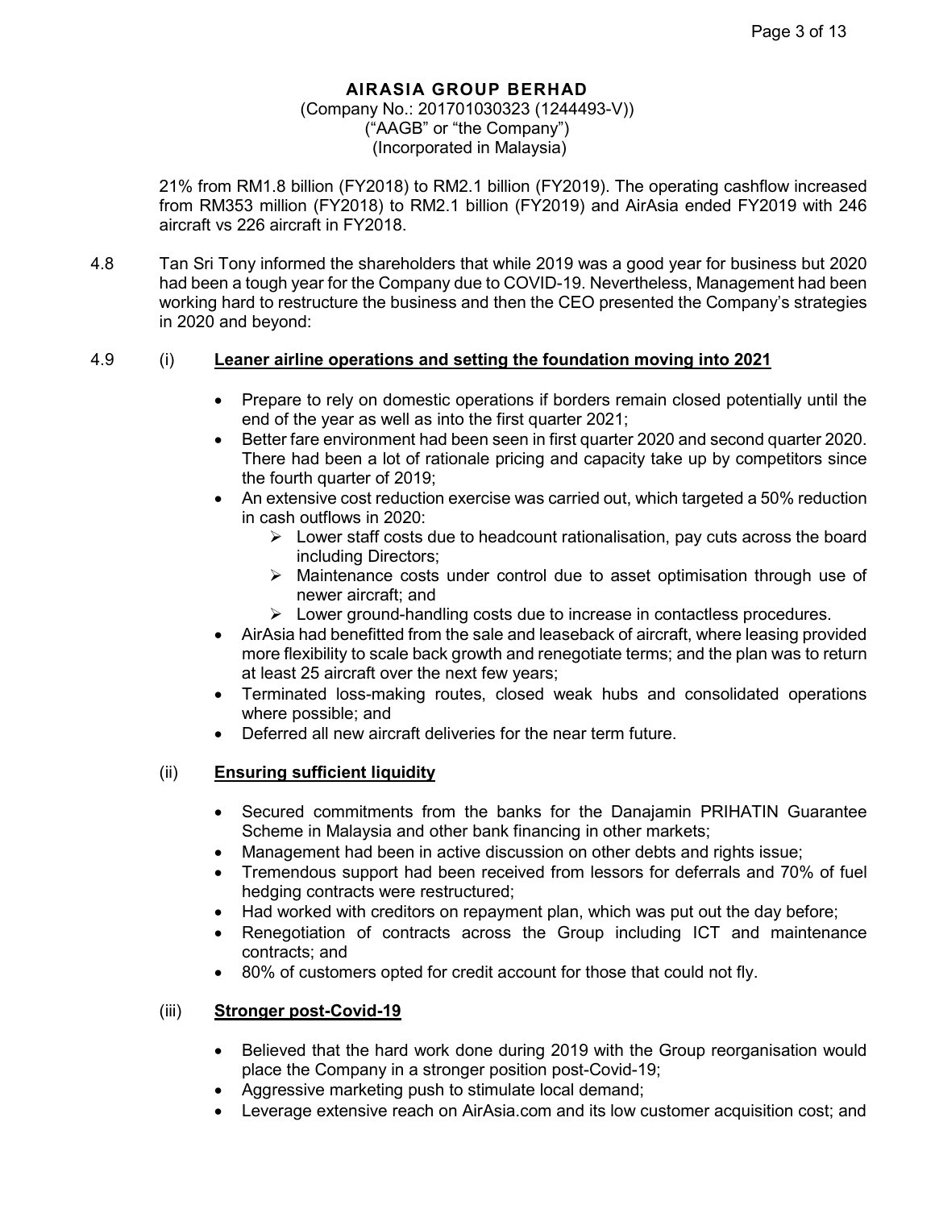**AIRASIA GROUP BERHAD**
(Company No.: 201701030323 (1244493-V))
("AAGB" or "the Company")
(Incorporated in Malaysia)

21% from RM1.8 billion (FY2018) to RM2.1 billion (FY2019). The operating cashflow increased from RM353 million (FY2018) to RM2.1 billion (FY2019) and AirAsia ended FY2019 with 246 aircraft vs 226 aircraft in FY2018.

4.8 Tan Sri Tony informed the shareholders that while 2019 was a good year for business but 2020 had been a tough year for the Company due to COVID-19. Nevertheless, Management had been working hard to restructure the business and then the CEO presented the Company's strategies in 2020 and beyond:

4.9 (i) **Leaner airline operations and setting the foundation moving into 2021**

- Prepare to rely on domestic operations if borders remain closed potentially until the end of the year as well as into the first quarter 2021;
- Better fare environment had been seen in first quarter 2020 and second quarter 2020. There had been a lot of rationale pricing and capacity take up by competitors since the fourth quarter of 2019;
- An extensive cost reduction exercise was carried out, which targeted a 50% reduction in cash outflows in 2020:
  - Lower staff costs due to headcount rationalisation, pay cuts across the board including Directors;
  - Maintenance costs under control due to asset optimisation through use of newer aircraft; and
  - Lower ground-handling costs due to increase in contactless procedures.
- AirAsia had benefitted from the sale and leaseback of aircraft, where leasing provided more flexibility to scale back growth and renegotiate terms; and the plan was to return at least 25 aircraft over the next few years;
- Terminated loss-making routes, closed weak hubs and consolidated operations where possible; and
- Deferred all new aircraft deliveries for the near term future.

(ii) **Ensuring sufficient liquidity**

- Secured commitments from the banks for the Danajamin PRIHATIN Guarantee Scheme in Malaysia and other bank financing in other markets;
- Management had been in active discussion on other debts and rights issue;
- Tremendous support had been received from lessors for deferrals and 70% of fuel hedging contracts were restructured;
- Had worked with creditors on repayment plan, which was put out the day before;
- Renegotiation of contracts across the Group including ICT and maintenance contracts; and
- 80% of customers opted for credit account for those that could not fly.

(iii) **Stronger post-Covid-19**

- Believed that the hard work done during 2019 with the Group reorganisation would place the Company in a stronger position post-Covid-19;
- Aggressive marketing push to stimulate local demand;
- Leverage extensive reach on AirAsia.com and its low customer acquisition cost; and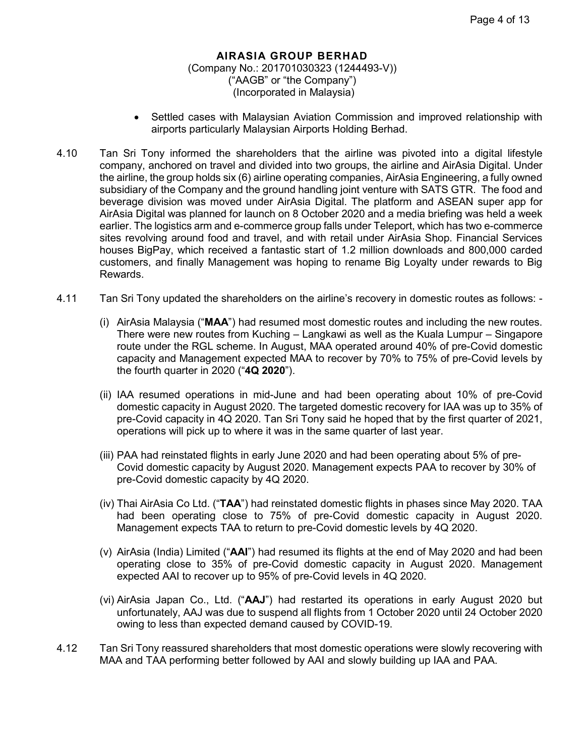**AIRASIA GROUP BERHAD**
(Company No.: 201701030323 (1244493-V))
("AAGB" or "the Company")
(Incorporated in Malaysia)

- Settled cases with Malaysian Aviation Commission and improved relationship with airports particularly Malaysian Airports Holding Berhad.

4.10 Tan Sri Tony informed the shareholders that the airline was pivoted into a digital lifestyle company, anchored on travel and divided into two groups, the airline and AirAsia Digital. Under the airline, the group holds six (6) airline operating companies, AirAsia Engineering, a fully owned subsidiary of the Company and the ground handling joint venture with SATS GTR. The food and beverage division was moved under AirAsia Digital. The platform and ASEAN super app for AirAsia Digital was planned for launch on 8 October 2020 and a media briefing was held a week earlier. The logistics arm and e-commerce group falls under Teleport, which has two e-commerce sites revolving around food and travel, and with retail under AirAsia Shop. Financial Services houses BigPay, which received a fantastic start of 1.2 million downloads and 800,000 carded customers, and finally Management was hoping to rename Big Loyalty under rewards to Big Rewards.

4.11 Tan Sri Tony updated the shareholders on the airline's recovery in domestic routes as follows: -

(i) AirAsia Malaysia ("**MAA**") had resumed most domestic routes and including the new routes. There were new routes from Kuching – Langkawi as well as the Kuala Lumpur – Singapore route under the RGL scheme. In August, MAA operated around 40% of pre-Covid domestic capacity and Management expected MAA to recover by 70% to 75% of pre-Covid levels by the fourth quarter in 2020 ("**4Q 2020**").

(ii) IAA resumed operations in mid-June and had been operating about 10% of pre-Covid domestic capacity in August 2020. The targeted domestic recovery for IAA was up to 35% of pre-Covid capacity in 4Q 2020. Tan Sri Tony said he hoped that by the first quarter of 2021, operations will pick up to where it was in the same quarter of last year.

(iii) PAA had reinstated flights in early June 2020 and had been operating about 5% of pre-Covid domestic capacity by August 2020. Management expects PAA to recover by 30% of pre-Covid domestic capacity by 4Q 2020.

(iv) Thai AirAsia Co Ltd. ("**TAA**") had reinstated domestic flights in phases since May 2020. TAA had been operating close to 75% of pre-Covid domestic capacity in August 2020. Management expects TAA to return to pre-Covid domestic levels by 4Q 2020.

(v) AirAsia (India) Limited ("**AAI**") had resumed its flights at the end of May 2020 and had been operating close to 35% of pre-Covid domestic capacity in August 2020. Management expected AAI to recover up to 95% of pre-Covid levels in 4Q 2020.

(vi) AirAsia Japan Co., Ltd. ("**AAJ**") had restarted its operations in early August 2020 but unfortunately, AAJ was due to suspend all flights from 1 October 2020 until 24 October 2020 owing to less than expected demand caused by COVID-19.

4.12 Tan Sri Tony reassured shareholders that most domestic operations were slowly recovering with MAA and TAA performing better followed by AAI and slowly building up IAA and PAA.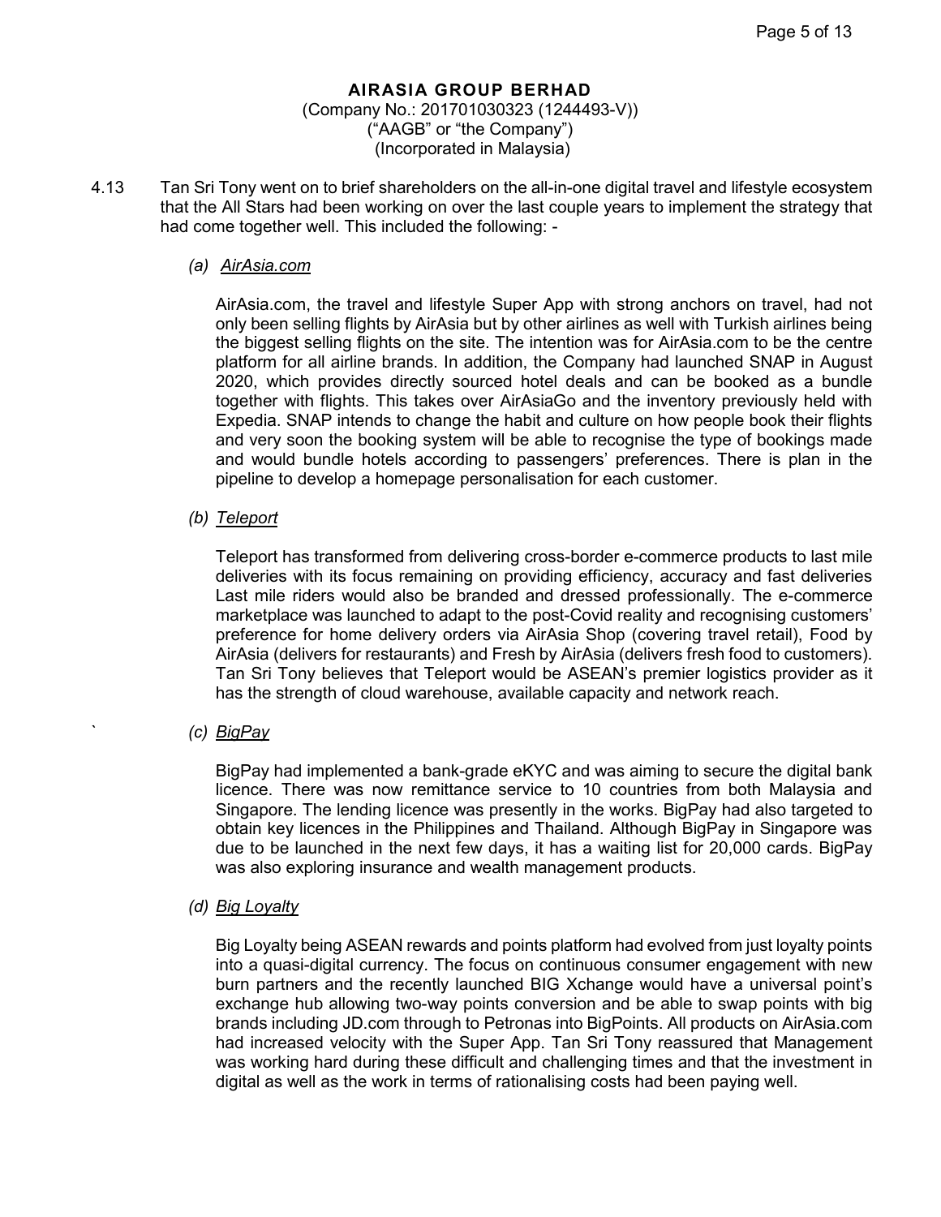**AIRASIA GROUP BERHAD**
(Company No.: 201701030323 (1244493-V))
("AAGB" or "the Company")
(Incorporated in Malaysia)

4.13 Tan Sri Tony went on to brief shareholders on the all-in-one digital travel and lifestyle ecosystem that the All Stars had been working on over the last couple years to implement the strategy that had come together well. This included the following: -

*(a) AirAsia.com*

AirAsia.com, the travel and lifestyle Super App with strong anchors on travel, had not only been selling flights by AirAsia but by other airlines as well with Turkish airlines being the biggest selling flights on the site. The intention was for AirAsia.com to be the centre platform for all airline brands. In addition, the Company had launched SNAP in August 2020, which provides directly sourced hotel deals and can be booked as a bundle together with flights. This takes over AirAsiaGo and the inventory previously held with Expedia. SNAP intends to change the habit and culture on how people book their flights and very soon the booking system will be able to recognise the type of bookings made and would bundle hotels according to passengers' preferences. There is plan in the pipeline to develop a homepage personalisation for each customer.

*(b) Teleport*

Teleport has transformed from delivering cross-border e-commerce products to last mile deliveries with its focus remaining on providing efficiency, accuracy and fast deliveries Last mile riders would also be branded and dressed professionally. The e-commerce marketplace was launched to adapt to the post-Covid reality and recognising customers' preference for home delivery orders via AirAsia Shop (covering travel retail), Food by AirAsia (delivers for restaurants) and Fresh by AirAsia (delivers fresh food to customers). Tan Sri Tony believes that Teleport would be ASEAN's premier logistics provider as it has the strength of cloud warehouse, available capacity and network reach.

*(c) BigPay*

BigPay had implemented a bank-grade eKYC and was aiming to secure the digital bank licence. There was now remittance service to 10 countries from both Malaysia and Singapore. The lending licence was presently in the works. BigPay had also targeted to obtain key licences in the Philippines and Thailand. Although BigPay in Singapore was due to be launched in the next few days, it has a waiting list for 20,000 cards. BigPay was also exploring insurance and wealth management products.

*(d) Big Loyalty*

Big Loyalty being ASEAN rewards and points platform had evolved from just loyalty points into a quasi-digital currency. The focus on continuous consumer engagement with new burn partners and the recently launched BIG Xchange would have a universal point's exchange hub allowing two-way points conversion and be able to swap points with big brands including JD.com through to Petronas into BigPoints. All products on AirAsia.com had increased velocity with the Super App. Tan Sri Tony reassured that Management was working hard during these difficult and challenging times and that the investment in digital as well as the work in terms of rationalising costs had been paying well.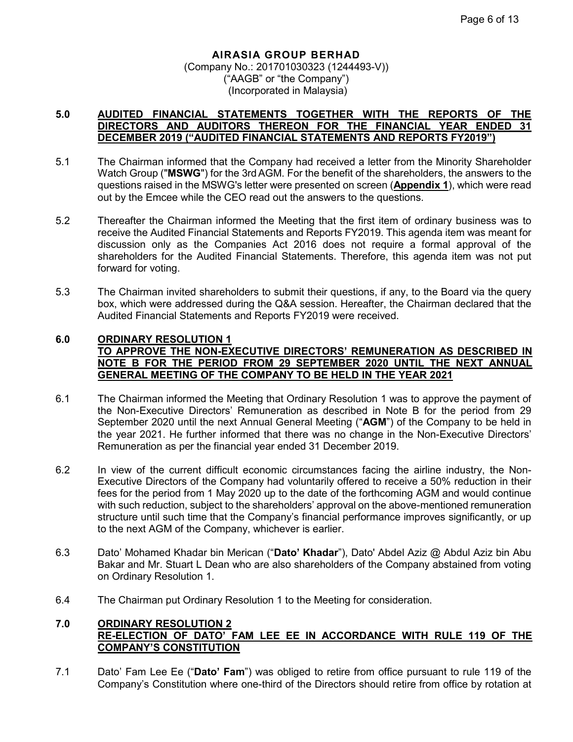**AIRASIA GROUP BERHAD**
(Company No.: 201701030323 (1244493-V))
("AAGB" or "the Company")
(Incorporated in Malaysia)

**5.0 AUDITED FINANCIAL STATEMENTS TOGETHER WITH THE REPORTS OF THE DIRECTORS AND AUDITORS THEREON FOR THE FINANCIAL YEAR ENDED 31 DECEMBER 2019 ("AUDITED FINANCIAL STATEMENTS AND REPORTS FY2019")**

5.1 The Chairman informed that the Company had received a letter from the Minority Shareholder Watch Group ("**MSWG**") for the 3rd AGM. For the benefit of the shareholders, the answers to the questions raised in the MSWG's letter were presented on screen (**Appendix 1**), which were read out by the Emcee while the CEO read out the answers to the questions.

5.2 Thereafter the Chairman informed the Meeting that the first item of ordinary business was to receive the Audited Financial Statements and Reports FY2019. This agenda item was meant for discussion only as the Companies Act 2016 does not require a formal approval of the shareholders for the Audited Financial Statements. Therefore, this agenda item was not put forward for voting.

5.3 The Chairman invited shareholders to submit their questions, if any, to the Board via the query box, which were addressed during the Q&A session. Hereafter, the Chairman declared that the Audited Financial Statements and Reports FY2019 were received.

**6.0 ORDINARY RESOLUTION 1**
**TO APPROVE THE NON-EXECUTIVE DIRECTORS' REMUNERATION AS DESCRIBED IN NOTE B FOR THE PERIOD FROM 29 SEPTEMBER 2020 UNTIL THE NEXT ANNUAL GENERAL MEETING OF THE COMPANY TO BE HELD IN THE YEAR 2021**

6.1 The Chairman informed the Meeting that Ordinary Resolution 1 was to approve the payment of the Non-Executive Directors' Remuneration as described in Note B for the period from 29 September 2020 until the next Annual General Meeting ("**AGM**") of the Company to be held in the year 2021. He further informed that there was no change in the Non-Executive Directors' Remuneration as per the financial year ended 31 December 2019.

6.2 In view of the current difficult economic circumstances facing the airline industry, the Non-Executive Directors of the Company had voluntarily offered to receive a 50% reduction in their fees for the period from 1 May 2020 up to the date of the forthcoming AGM and would continue with such reduction, subject to the shareholders' approval on the above-mentioned remuneration structure until such time that the Company's financial performance improves significantly, or up to the next AGM of the Company, whichever is earlier.

6.3 Dato' Mohamed Khadar bin Merican ("**Dato' Khadar**"), Dato' Abdel Aziz @ Abdul Aziz bin Abu Bakar and Mr. Stuart L Dean who are also shareholders of the Company abstained from voting on Ordinary Resolution 1.

6.4 The Chairman put Ordinary Resolution 1 to the Meeting for consideration.

**7.0 ORDINARY RESOLUTION 2**
**RE-ELECTION OF DATO' FAM LEE EE IN ACCORDANCE WITH RULE 119 OF THE COMPANY'S CONSTITUTION**

7.1 Dato' Fam Lee Ee ("**Dato' Fam**") was obliged to retire from office pursuant to rule 119 of the Company's Constitution where one-third of the Directors should retire from office by rotation at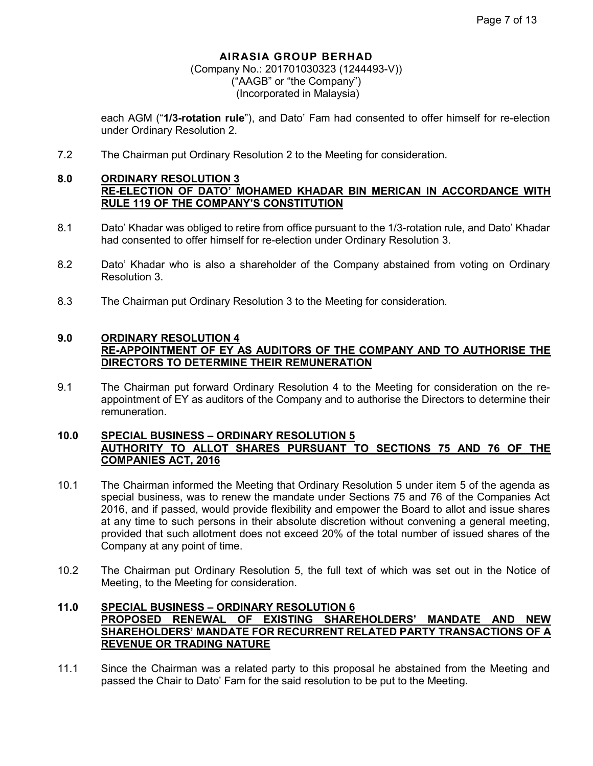each AGM ("**1/3-rotation rule**"), and Dato' Fam had consented to offer himself for re-election under Ordinary Resolution 2.

7.2 The Chairman put Ordinary Resolution 2 to the Meeting for consideration.

## 8.0 ORDINARY RESOLUTION 3 RE-ELECTION OF DATO' MOHAMED KHADAR BIN MERICAN IN ACCORDANCE WITH RULE 119 OF THE COMPANY'S CONSTITUTION

8.1 Dato' Khadar was obliged to retire from office pursuant to the 1/3-rotation rule, and Dato' Khadar had consented to offer himself for re-election under Ordinary Resolution 3.

8.2 Dato' Khadar who is also a shareholder of the Company abstained from voting on Ordinary Resolution 3.

8.3 The Chairman put Ordinary Resolution 3 to the Meeting for consideration.

## 9.0 ORDINARY RESOLUTION 4 RE-APPOINTMENT OF EY AS AUDITORS OF THE COMPANY AND TO AUTHORISE THE DIRECTORS TO DETERMINE THEIR REMUNERATION

9.1 The Chairman put forward Ordinary Resolution 4 to the Meeting for consideration on the re-appointment of EY as auditors of the Company and to authorise the Directors to determine their remuneration.

## 10.0 SPECIAL BUSINESS – ORDINARY RESOLUTION 5 AUTHORITY TO ALLOT SHARES PURSUANT TO SECTIONS 75 AND 76 OF THE COMPANIES ACT, 2016

10.1 The Chairman informed the Meeting that Ordinary Resolution 5 under item 5 of the agenda as special business, was to renew the mandate under Sections 75 and 76 of the Companies Act 2016, and if passed, would provide flexibility and empower the Board to allot and issue shares at any time to such persons in their absolute discretion without convening a general meeting, provided that such allotment does not exceed 20% of the total number of issued shares of the Company at any point of time.

10.2 The Chairman put Ordinary Resolution 5, the full text of which was set out in the Notice of Meeting, to the Meeting for consideration.

## 11.0 SPECIAL BUSINESS – ORDINARY RESOLUTION 6 PROPOSED RENEWAL OF EXISTING SHAREHOLDERS' MANDATE AND NEW SHAREHOLDERS' MANDATE FOR RECURRENT RELATED PARTY TRANSACTIONS OF A REVENUE OR TRADING NATURE

11.1 Since the Chairman was a related party to this proposal he abstained from the Meeting and passed the Chair to Dato' Fam for the said resolution to be put to the Meeting.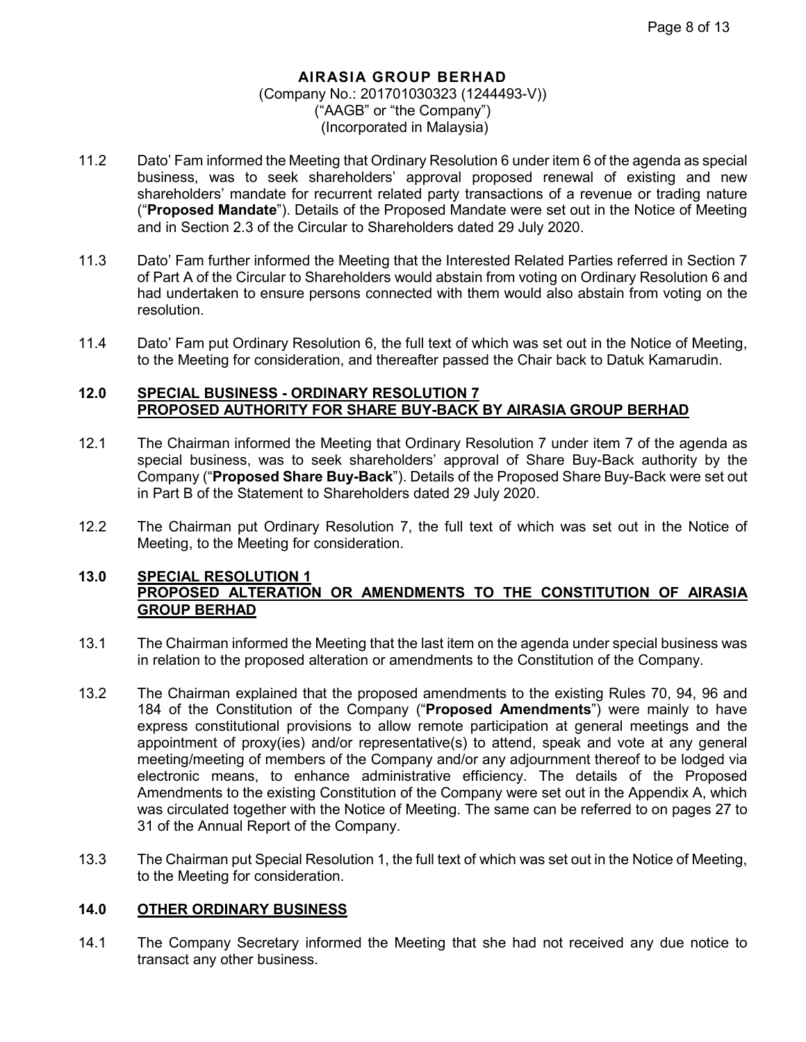**AIRASIA GROUP BERHAD**
(Company No.: 201701030323 (1244493-V))
("AAGB" or "the Company")
(Incorporated in Malaysia)

11.2 Dato' Fam informed the Meeting that Ordinary Resolution 6 under item 6 of the agenda as special business, was to seek shareholders' approval proposed renewal of existing and new shareholders' mandate for recurrent related party transactions of a revenue or trading nature ("**Proposed Mandate**"). Details of the Proposed Mandate were set out in the Notice of Meeting and in Section 2.3 of the Circular to Shareholders dated 29 July 2020.

11.3 Dato' Fam further informed the Meeting that the Interested Related Parties referred in Section 7 of Part A of the Circular to Shareholders would abstain from voting on Ordinary Resolution 6 and had undertaken to ensure persons connected with them would also abstain from voting on the resolution.

11.4 Dato' Fam put Ordinary Resolution 6, the full text of which was set out in the Notice of Meeting, to the Meeting for consideration, and thereafter passed the Chair back to Datuk Kamarudin.

## 12.0 SPECIAL BUSINESS - ORDINARY RESOLUTION 7 PROPOSED AUTHORITY FOR SHARE BUY-BACK BY AIRASIA GROUP BERHAD

12.1 The Chairman informed the Meeting that Ordinary Resolution 7 under item 7 of the agenda as special business, was to seek shareholders' approval of Share Buy-Back authority by the Company ("**Proposed Share Buy-Back**"). Details of the Proposed Share Buy-Back were set out in Part B of the Statement to Shareholders dated 29 July 2020.

12.2 The Chairman put Ordinary Resolution 7, the full text of which was set out in the Notice of Meeting, to the Meeting for consideration.

## 13.0 SPECIAL RESOLUTION 1 PROPOSED ALTERATION OR AMENDMENTS TO THE CONSTITUTION OF AIRASIA GROUP BERHAD

13.1 The Chairman informed the Meeting that the last item on the agenda under special business was in relation to the proposed alteration or amendments to the Constitution of the Company.

13.2 The Chairman explained that the proposed amendments to the existing Rules 70, 94, 96 and 184 of the Constitution of the Company ("**Proposed Amendments**") were mainly to have express constitutional provisions to allow remote participation at general meetings and the appointment of proxy(ies) and/or representative(s) to attend, speak and vote at any general meeting/meeting of members of the Company and/or any adjournment thereof to be lodged via electronic means, to enhance administrative efficiency. The details of the Proposed Amendments to the existing Constitution of the Company were set out in the Appendix A, which was circulated together with the Notice of Meeting. The same can be referred to on pages 27 to 31 of the Annual Report of the Company.

13.3 The Chairman put Special Resolution 1, the full text of which was set out in the Notice of Meeting, to the Meeting for consideration.

## 14.0 OTHER ORDINARY BUSINESS

14.1 The Company Secretary informed the Meeting that she had not received any due notice to transact any other business.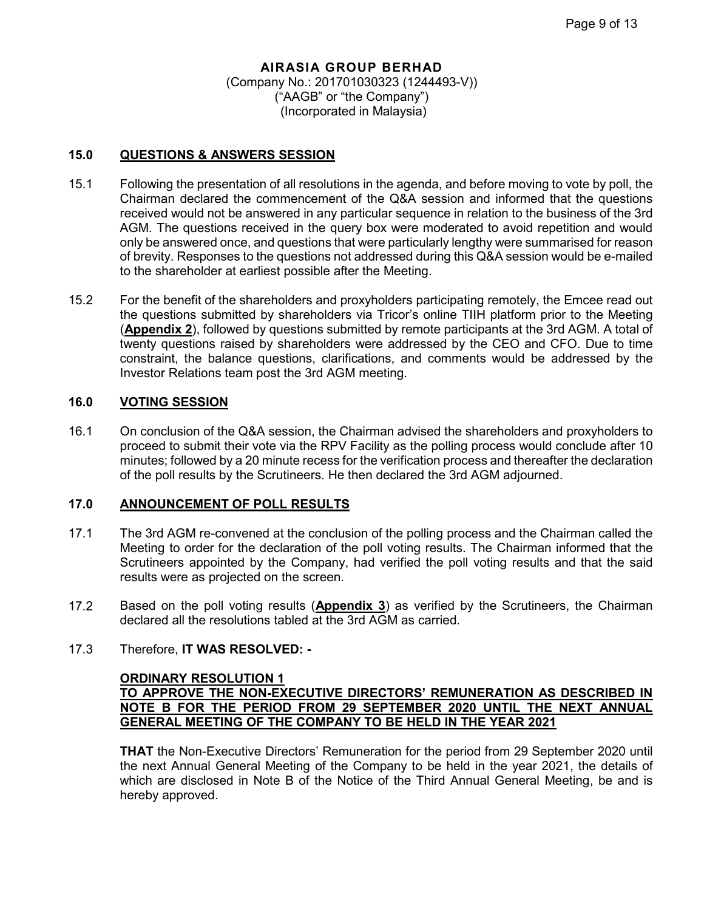**AIRASIA GROUP BERHAD**
(Company No.: 201701030323 (1244493-V))
("AAGB" or "the Company")
(Incorporated in Malaysia)

## 15.0 QUESTIONS & ANSWERS SESSION

15.1 Following the presentation of all resolutions in the agenda, and before moving to vote by poll, the Chairman declared the commencement of the Q&A session and informed that the questions received would not be answered in any particular sequence in relation to the business of the 3rd AGM. The questions received in the query box were moderated to avoid repetition and would only be answered once, and questions that were particularly lengthy were summarised for reason of brevity. Responses to the questions not addressed during this Q&A session would be e-mailed to the shareholder at earliest possible after the Meeting.

15.2 For the benefit of the shareholders and proxyholders participating remotely, the Emcee read out the questions submitted by shareholders via Tricor's online TIIH platform prior to the Meeting (**Appendix 2**), followed by questions submitted by remote participants at the 3rd AGM. A total of twenty questions raised by shareholders were addressed by the CEO and CFO. Due to time constraint, the balance questions, clarifications, and comments would be addressed by the Investor Relations team post the 3rd AGM meeting.

## 16.0 VOTING SESSION

16.1 On conclusion of the Q&A session, the Chairman advised the shareholders and proxyholders to proceed to submit their vote via the RPV Facility as the polling process would conclude after 10 minutes; followed by a 20 minute recess for the verification process and thereafter the declaration of the poll results by the Scrutineers. He then declared the 3rd AGM adjourned.

## 17.0 ANNOUNCEMENT OF POLL RESULTS

17.1 The 3rd AGM re-convened at the conclusion of the polling process and the Chairman called the Meeting to order for the declaration of the poll voting results. The Chairman informed that the Scrutineers appointed by the Company, had verified the poll voting results and that the said results were as projected on the screen.

17.2 Based on the poll voting results (**Appendix 3**) as verified by the Scrutineers, the Chairman declared all the resolutions tabled at the 3rd AGM as carried.

17.3 Therefore, **IT WAS RESOLVED: -**

**ORDINARY RESOLUTION 1**
**TO APPROVE THE NON-EXECUTIVE DIRECTORS' REMUNERATION AS DESCRIBED IN NOTE B FOR THE PERIOD FROM 29 SEPTEMBER 2020 UNTIL THE NEXT ANNUAL GENERAL MEETING OF THE COMPANY TO BE HELD IN THE YEAR 2021**

**THAT** the Non-Executive Directors' Remuneration for the period from 29 September 2020 until the next Annual General Meeting of the Company to be held in the year 2021, the details of which are disclosed in Note B of the Notice of the Third Annual General Meeting, be and is hereby approved.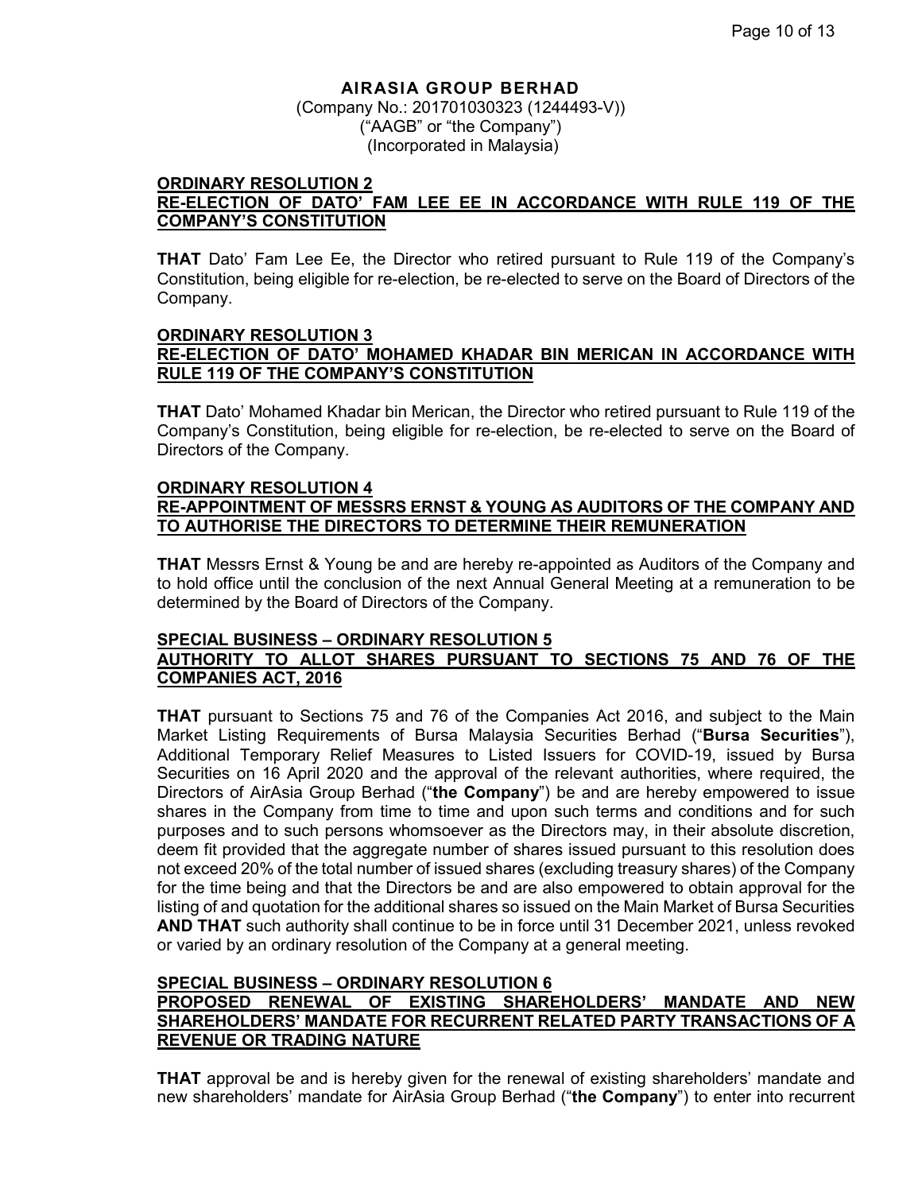**AIRASIA GROUP BERHAD**
(Company No.: 201701030323 (1244493-V))
("AAGB" or "the Company")
(Incorporated in Malaysia)

**ORDINARY RESOLUTION 2**
**RE-ELECTION OF DATO' FAM LEE EE IN ACCORDANCE WITH RULE 119 OF THE COMPANY'S CONSTITUTION**

**THAT** Dato' Fam Lee Ee, the Director who retired pursuant to Rule 119 of the Company's Constitution, being eligible for re-election, be re-elected to serve on the Board of Directors of the Company.

**ORDINARY RESOLUTION 3**
**RE-ELECTION OF DATO' MOHAMED KHADAR BIN MERICAN IN ACCORDANCE WITH RULE 119 OF THE COMPANY'S CONSTITUTION**

**THAT** Dato' Mohamed Khadar bin Merican, the Director who retired pursuant to Rule 119 of the Company's Constitution, being eligible for re-election, be re-elected to serve on the Board of Directors of the Company.

**ORDINARY RESOLUTION 4**
**RE-APPOINTMENT OF MESSRS ERNST & YOUNG AS AUDITORS OF THE COMPANY AND TO AUTHORISE THE DIRECTORS TO DETERMINE THEIR REMUNERATION**

**THAT** Messrs Ernst & Young be and are hereby re-appointed as Auditors of the Company and to hold office until the conclusion of the next Annual General Meeting at a remuneration to be determined by the Board of Directors of the Company.

**SPECIAL BUSINESS – ORDINARY RESOLUTION 5**
**AUTHORITY TO ALLOT SHARES PURSUANT TO SECTIONS 75 AND 76 OF THE COMPANIES ACT, 2016**

**THAT** pursuant to Sections 75 and 76 of the Companies Act 2016, and subject to the Main Market Listing Requirements of Bursa Malaysia Securities Berhad ("**Bursa Securities**"), Additional Temporary Relief Measures to Listed Issuers for COVID-19, issued by Bursa Securities on 16 April 2020 and the approval of the relevant authorities, where required, the Directors of AirAsia Group Berhad ("**the Company**") be and are hereby empowered to issue shares in the Company from time to time and upon such terms and conditions and for such purposes and to such persons whomsoever as the Directors may, in their absolute discretion, deem fit provided that the aggregate number of shares issued pursuant to this resolution does not exceed 20% of the total number of issued shares (excluding treasury shares) of the Company for the time being and that the Directors be and are also empowered to obtain approval for the listing of and quotation for the additional shares so issued on the Main Market of Bursa Securities **AND THAT** such authority shall continue to be in force until 31 December 2021, unless revoked or varied by an ordinary resolution of the Company at a general meeting.

**SPECIAL BUSINESS – ORDINARY RESOLUTION 6**
**PROPOSED RENEWAL OF EXISTING SHAREHOLDERS' MANDATE AND NEW SHAREHOLDERS' MANDATE FOR RECURRENT RELATED PARTY TRANSACTIONS OF A REVENUE OR TRADING NATURE**

**THAT** approval be and is hereby given for the renewal of existing shareholders' mandate and new shareholders' mandate for AirAsia Group Berhad ("**the Company**") to enter into recurrent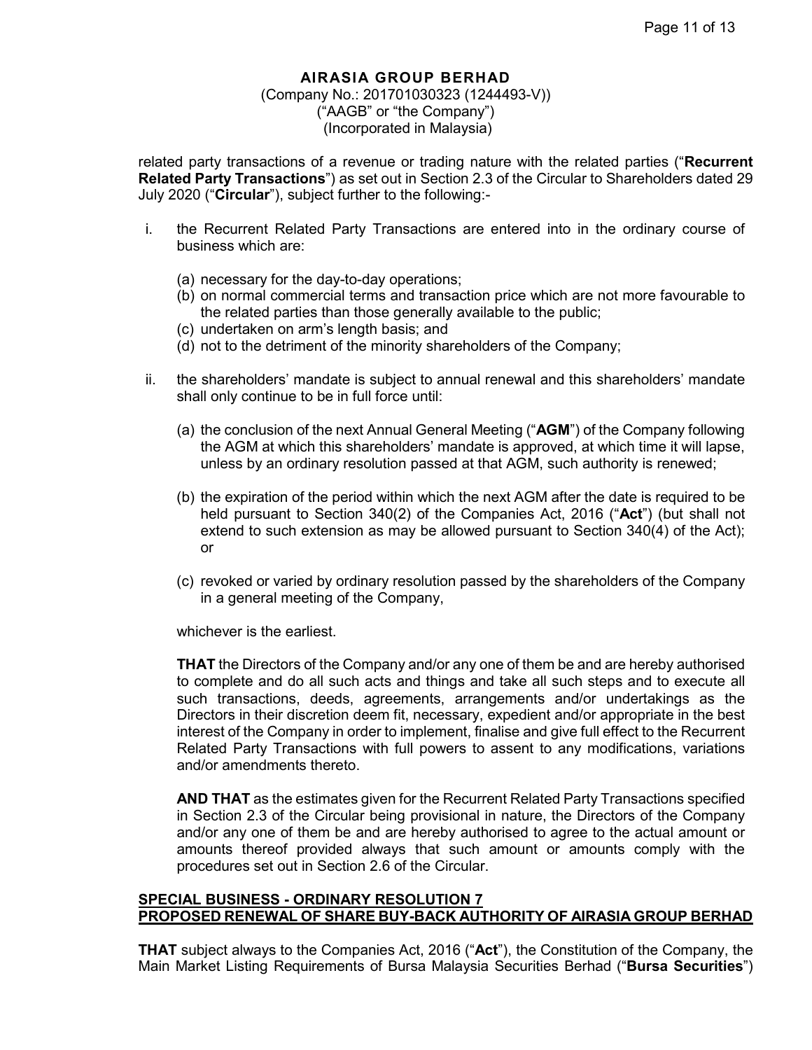**AIRASIA GROUP BERHAD**
(Company No.: 201701030323 (1244493-V))
("AAGB" or "the Company")
(Incorporated in Malaysia)

related party transactions of a revenue or trading nature with the related parties ("**Recurrent Related Party Transactions**") as set out in Section 2.3 of the Circular to Shareholders dated 29 July 2020 ("**Circular**"), subject further to the following:-

i. the Recurrent Related Party Transactions are entered into in the ordinary course of business which are:

   (a) necessary for the day-to-day operations;
   (b) on normal commercial terms and transaction price which are not more favourable to the related parties than those generally available to the public;
   (c) undertaken on arm's length basis; and
   (d) not to the detriment of the minority shareholders of the Company;

ii. the shareholders' mandate is subject to annual renewal and this shareholders' mandate shall only continue to be in full force until:

   (a) the conclusion of the next Annual General Meeting ("**AGM**") of the Company following the AGM at which this shareholders' mandate is approved, at which time it will lapse, unless by an ordinary resolution passed at that AGM, such authority is renewed;

   (b) the expiration of the period within which the next AGM after the date is required to be held pursuant to Section 340(2) of the Companies Act, 2016 ("**Act**") (but shall not extend to such extension as may be allowed pursuant to Section 340(4) of the Act); or

   (c) revoked or varied by ordinary resolution passed by the shareholders of the Company in a general meeting of the Company,

   whichever is the earliest.

   **THAT** the Directors of the Company and/or any one of them be and are hereby authorised to complete and do all such acts and things and take all such steps and to execute all such transactions, deeds, agreements, arrangements and/or undertakings as the Directors in their discretion deem fit, necessary, expedient and/or appropriate in the best interest of the Company in order to implement, finalise and give full effect to the Recurrent Related Party Transactions with full powers to assent to any modifications, variations and/or amendments thereto.

   **AND THAT** as the estimates given for the Recurrent Related Party Transactions specified in Section 2.3 of the Circular being provisional in nature, the Directors of the Company and/or any one of them be and are hereby authorised to agree to the actual amount or amounts thereof provided always that such amount or amounts comply with the procedures set out in Section 2.6 of the Circular.

**SPECIAL BUSINESS - ORDINARY RESOLUTION 7**
**PROPOSED RENEWAL OF SHARE BUY-BACK AUTHORITY OF AIRASIA GROUP BERHAD**

**THAT** subject always to the Companies Act, 2016 ("**Act**"), the Constitution of the Company, the Main Market Listing Requirements of Bursa Malaysia Securities Berhad ("**Bursa Securities**")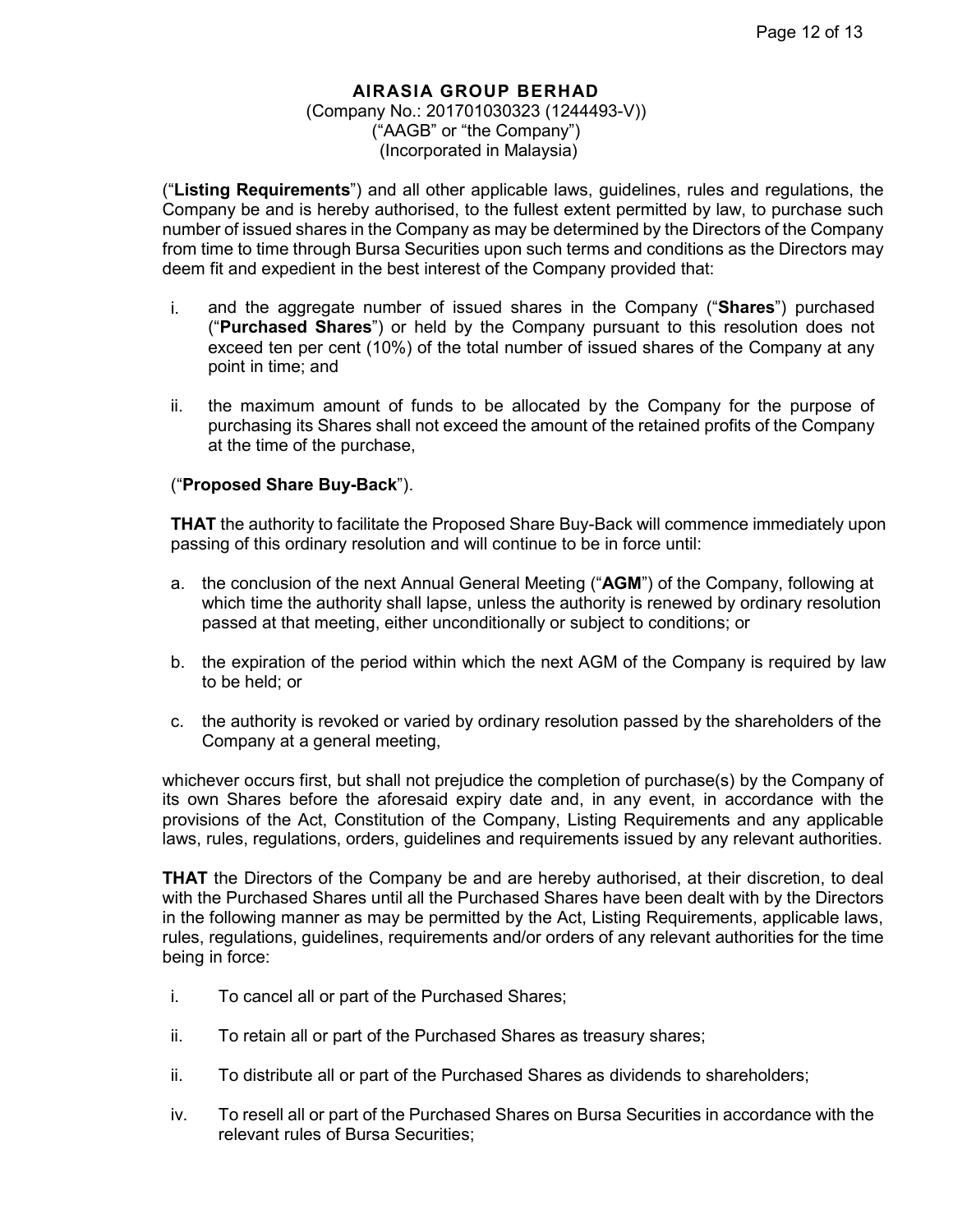**AIRASIA GROUP BERHAD**
(Company No.: 201701030323 (1244493-V))
("AAGB" or "the Company")
(Incorporated in Malaysia)

("**Listing Requirements**") and all other applicable laws, guidelines, rules and regulations, the Company be and is hereby authorised, to the fullest extent permitted by law, to purchase such number of issued shares in the Company as may be determined by the Directors of the Company from time to time through Bursa Securities upon such terms and conditions as the Directors may deem fit and expedient in the best interest of the Company provided that:

i. and the aggregate number of issued shares in the Company ("**Shares**") purchased ("**Purchased Shares**") or held by the Company pursuant to this resolution does not exceed ten per cent (10%) of the total number of issued shares of the Company at any point in time; and

ii. the maximum amount of funds to be allocated by the Company for the purpose of purchasing its Shares shall not exceed the amount of the retained profits of the Company at the time of the purchase,

("**Proposed Share Buy-Back**").

**THAT** the authority to facilitate the Proposed Share Buy-Back will commence immediately upon passing of this ordinary resolution and will continue to be in force until:

a. the conclusion of the next Annual General Meeting ("**AGM**") of the Company, following at which time the authority shall lapse, unless the authority is renewed by ordinary resolution passed at that meeting, either unconditionally or subject to conditions; or

b. the expiration of the period within which the next AGM of the Company is required by law to be held; or

c. the authority is revoked or varied by ordinary resolution passed by the shareholders of the Company at a general meeting,

whichever occurs first, but shall not prejudice the completion of purchase(s) by the Company of its own Shares before the aforesaid expiry date and, in any event, in accordance with the provisions of the Act, Constitution of the Company, Listing Requirements and any applicable laws, rules, regulations, orders, guidelines and requirements issued by any relevant authorities.

**THAT** the Directors of the Company be and are hereby authorised, at their discretion, to deal with the Purchased Shares until all the Purchased Shares have been dealt with by the Directors in the following manner as may be permitted by the Act, Listing Requirements, applicable laws, rules, regulations, guidelines, requirements and/or orders of any relevant authorities for the time being in force:

i. To cancel all or part of the Purchased Shares;

ii. To retain all or part of the Purchased Shares as treasury shares;

ii. To distribute all or part of the Purchased Shares as dividends to shareholders;

iv. To resell all or part of the Purchased Shares on Bursa Securities in accordance with the relevant rules of Bursa Securities;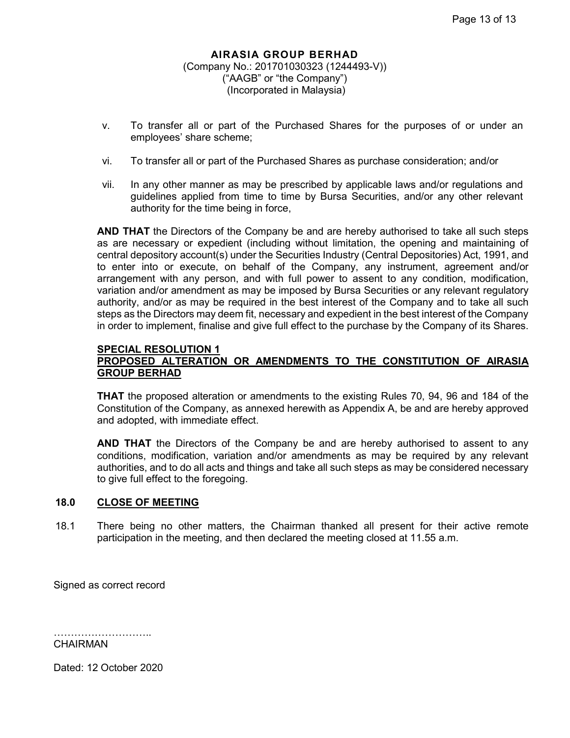**AIRASIA GROUP BERHAD**
(Company No.: 201701030323 (1244493-V))
("AAGB" or "the Company")
(Incorporated in Malaysia)

v. To transfer all or part of the Purchased Shares for the purposes of or under an employees' share scheme;

vi. To transfer all or part of the Purchased Shares as purchase consideration; and/or

vii. In any other manner as may be prescribed by applicable laws and/or regulations and guidelines applied from time to time by Bursa Securities, and/or any other relevant authority for the time being in force,

**AND THAT** the Directors of the Company be and are hereby authorised to take all such steps as are necessary or expedient (including without limitation, the opening and maintaining of central depository account(s) under the Securities Industry (Central Depositories) Act, 1991, and to enter into or execute, on behalf of the Company, any instrument, agreement and/or arrangement with any person, and with full power to assent to any condition, modification, variation and/or amendment as may be imposed by Bursa Securities or any relevant regulatory authority, and/or as may be required in the best interest of the Company and to take all such steps as the Directors may deem fit, necessary and expedient in the best interest of the Company in order to implement, finalise and give full effect to the purchase by the Company of its Shares.

**SPECIAL RESOLUTION 1**
**PROPOSED ALTERATION OR AMENDMENTS TO THE CONSTITUTION OF AIRASIA GROUP BERHAD**

**THAT** the proposed alteration or amendments to the existing Rules 70, 94, 96 and 184 of the Constitution of the Company, as annexed herewith as Appendix A, be and are hereby approved and adopted, with immediate effect.

**AND THAT** the Directors of the Company be and are hereby authorised to assent to any conditions, modification, variation and/or amendments as may be required by any relevant authorities, and to do all acts and things and take all such steps as may be considered necessary to give full effect to the foregoing.

## 18.0 CLOSE OF MEETING

18.1 There being no other matters, the Chairman thanked all present for their active remote participation in the meeting, and then declared the meeting closed at 11.55 a.m.

Signed as correct record

………………………..
CHAIRMAN

Dated: 12 October 2020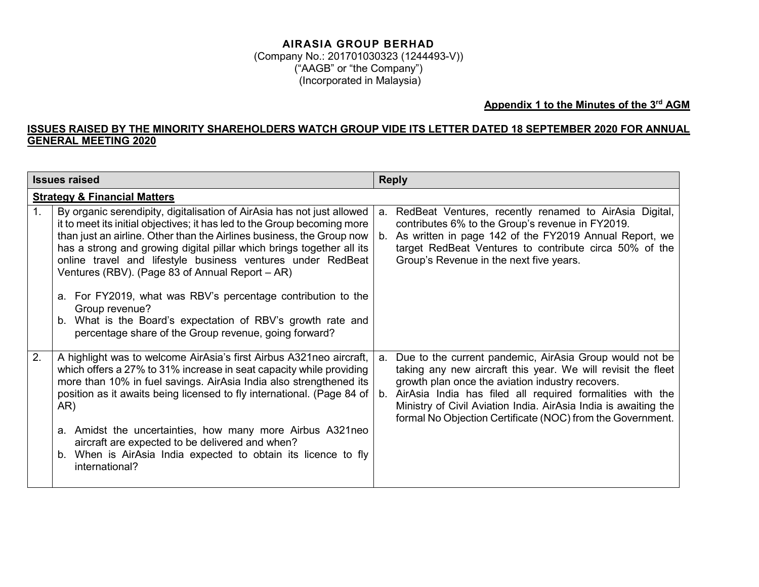**AIRASIA GROUP BERHAD**
(Company No.: 201701030323 (1244493-V))
("AAGB" or "the Company")
(Incorporated in Malaysia)

**Appendix 1 to the Minutes of the 3rd AGM**

**ISSUES RAISED BY THE MINORITY SHAREHOLDERS WATCH GROUP VIDE ITS LETTER DATED 18 SEPTEMBER 2020 FOR ANNUAL GENERAL MEETING 2020**

| | Issues raised | Reply |
|---|---|---|
| **Strategy & Financial Matters** | | |
| 1. | By organic serendipity, digitalisation of AirAsia has not just allowed it to meet its initial objectives; it has led to the Group becoming more than just an airline. Other than the Airlines business, the Group now has a strong and growing digital pillar which brings together all its online travel and lifestyle business ventures under RedBeat Ventures (RBV). (Page 83 of Annual Report – AR)<br><br>a. For FY2019, what was RBV's percentage contribution to the Group revenue?<br>b. What is the Board's expectation of RBV's growth rate and percentage share of the Group revenue, going forward? | a. RedBeat Ventures, recently renamed to AirAsia Digital, contributes 6% to the Group's revenue in FY2019.<br>b. As written in page 142 of the FY2019 Annual Report, we target RedBeat Ventures to contribute circa 50% of the Group's Revenue in the next five years. |
| 2. | A highlight was to welcome AirAsia's first Airbus A321neo aircraft, which offers a 27% to 31% increase in seat capacity while providing more than 10% in fuel savings. AirAsia India also strengthened its position as it awaits being licensed to fly international. (Page 84 of AR)<br><br>a. Amidst the uncertainties, how many more Airbus A321neo aircraft are expected to be delivered and when?<br>b. When is AirAsia India expected to obtain its licence to fly international? | a. Due to the current pandemic, AirAsia Group would not be taking any new aircraft this year. We will revisit the fleet growth plan once the aviation industry recovers.<br>b. AirAsia India has filed all required formalities with the Ministry of Civil Aviation India. AirAsia India is awaiting the formal No Objection Certificate (NOC) from the Government. |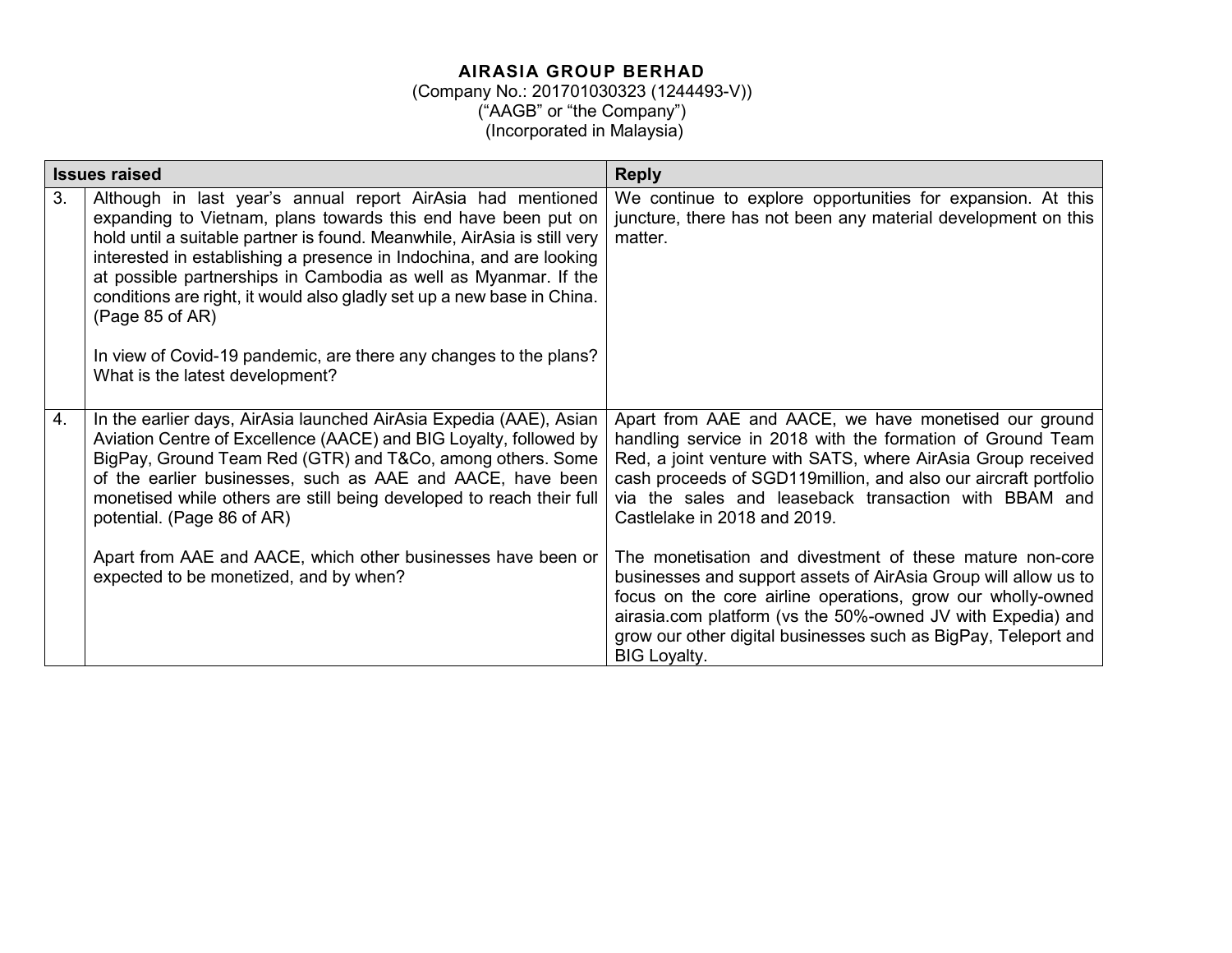**AIRASIA GROUP BERHAD**
(Company No.: 201701030323 (1244493-V))
("AAGB" or "the Company")
(Incorporated in Malaysia)

| Issues raised | | Reply |
|---|---|---|
| 3. | Although in last year's annual report AirAsia had mentioned expanding to Vietnam, plans towards this end have been put on hold until a suitable partner is found. Meanwhile, AirAsia is still very interested in establishing a presence in Indochina, and are looking at possible partnerships in Cambodia as well as Myanmar. If the conditions are right, it would also gladly set up a new base in China. (Page 85 of AR)<br><br>In view of Covid-19 pandemic, are there any changes to the plans? What is the latest development? | We continue to explore opportunities for expansion. At this juncture, there has not been any material development on this matter. |
| 4. | In the earlier days, AirAsia launched AirAsia Expedia (AAE), Asian Aviation Centre of Excellence (AACE) and BIG Loyalty, followed by BigPay, Ground Team Red (GTR) and T&Co, among others. Some of the earlier businesses, such as AAE and AACE, have been monetised while others are still being developed to reach their full potential. (Page 86 of AR)<br><br>Apart from AAE and AACE, which other businesses have been or expected to be monetized, and by when? | Apart from AAE and AACE, we have monetised our ground handling service in 2018 with the formation of Ground Team Red, a joint venture with SATS, where AirAsia Group received cash proceeds of SGD119million, and also our aircraft portfolio via the sales and leaseback transaction with BBAM and Castlelake in 2018 and 2019.<br><br>The monetisation and divestment of these mature non-core businesses and support assets of AirAsia Group will allow us to focus on the core airline operations, grow our wholly-owned airasia.com platform (vs the 50%-owned JV with Expedia) and grow our other digital businesses such as BigPay, Teleport and BIG Loyalty. |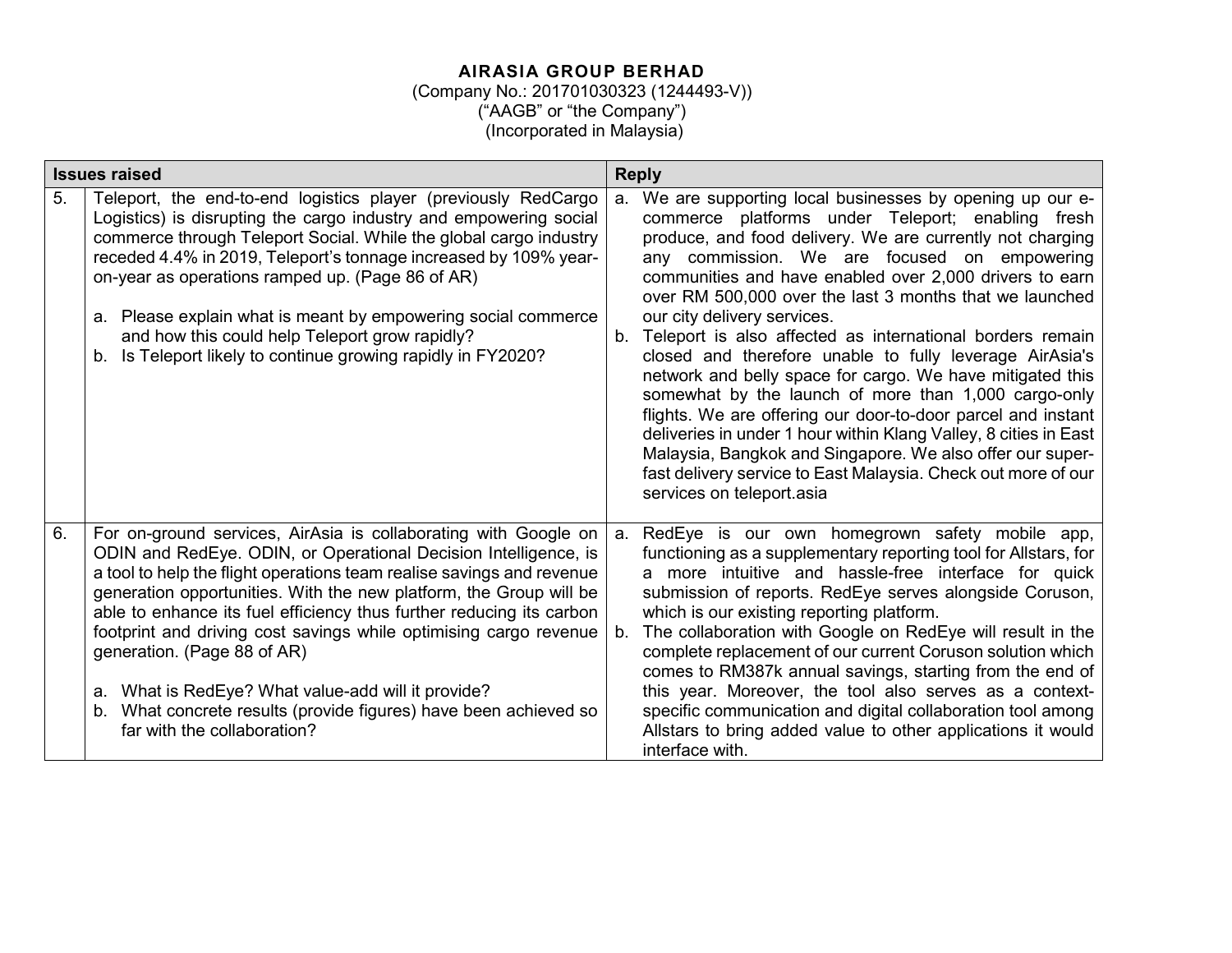**AIRASIA GROUP BERHAD**
(Company No.: 201701030323 (1244493-V))
("AAGB" or "the Company")
(Incorporated in Malaysia)

| | Issues raised | Reply |
|---|---|---|
| 5. | Teleport, the end-to-end logistics player (previously RedCargo Logistics) is disrupting the cargo industry and empowering social commerce through Teleport Social. While the global cargo industry receded 4.4% in 2019, Teleport's tonnage increased by 109% year-on-year as operations ramped up. (Page 86 of AR)<br><br>a. Please explain what is meant by empowering social commerce and how this could help Teleport grow rapidly?<br>b. Is Teleport likely to continue growing rapidly in FY2020? | a. We are supporting local businesses by opening up our e-commerce platforms under Teleport; enabling fresh produce, and food delivery. We are currently not charging any commission. We are focused on empowering communities and have enabled over 2,000 drivers to earn over RM 500,000 over the last 3 months that we launched our city delivery services.<br>b. Teleport is also affected as international borders remain closed and therefore unable to fully leverage AirAsia's network and belly space for cargo. We have mitigated this somewhat by the launch of more than 1,000 cargo-only flights. We are offering our door-to-door parcel and instant deliveries in under 1 hour within Klang Valley, 8 cities in East Malaysia, Bangkok and Singapore. We also offer our super-fast delivery service to East Malaysia. Check out more of our services on teleport.asia |
| 6. | For on-ground services, AirAsia is collaborating with Google on ODIN and RedEye. ODIN, or Operational Decision Intelligence, is a tool to help the flight operations team realise savings and revenue generation opportunities. With the new platform, the Group will be able to enhance its fuel efficiency thus further reducing its carbon footprint and driving cost savings while optimising cargo revenue generation. (Page 88 of AR)<br><br>a. What is RedEye? What value-add will it provide?<br>b. What concrete results (provide figures) have been achieved so far with the collaboration? | a. RedEye is our own homegrown safety mobile app, functioning as a supplementary reporting tool for Allstars, for a more intuitive and hassle-free interface for quick submission of reports. RedEye serves alongside Coruson, which is our existing reporting platform.<br>b. The collaboration with Google on RedEye will result in the complete replacement of our current Coruson solution which comes to RM387k annual savings, starting from the end of this year. Moreover, the tool also serves as a context-specific communication and digital collaboration tool among Allstars to bring added value to other applications it would interface with. |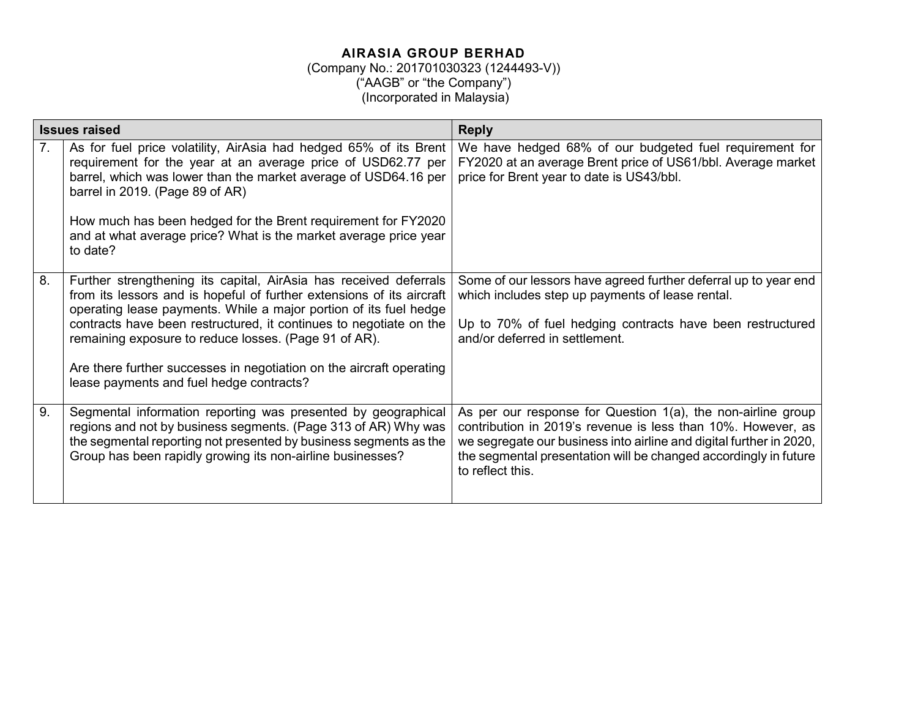**AIRASIA GROUP BERHAD**
(Company No.: 201701030323 (1244493-V))
("AAGB" or "the Company")
(Incorporated in Malaysia)

| | Issues raised | Reply |
|---|---|---|
| 7. | As for fuel price volatility, AirAsia had hedged 65% of its Brent requirement for the year at an average price of USD62.77 per barrel, which was lower than the market average of USD64.16 per barrel in 2019. (Page 89 of AR)<br><br>How much has been hedged for the Brent requirement for FY2020 and at what average price? What is the market average price year to date? | We have hedged 68% of our budgeted fuel requirement for FY2020 at an average Brent price of US61/bbl. Average market price for Brent year to date is US43/bbl. |
| 8. | Further strengthening its capital, AirAsia has received deferrals from its lessors and is hopeful of further extensions of its aircraft operating lease payments. While a major portion of its fuel hedge contracts have been restructured, it continues to negotiate on the remaining exposure to reduce losses. (Page 91 of AR).<br><br>Are there further successes in negotiation on the aircraft operating lease payments and fuel hedge contracts? | Some of our lessors have agreed further deferral up to year end which includes step up payments of lease rental.<br><br>Up to 70% of fuel hedging contracts have been restructured and/or deferred in settlement. |
| 9. | Segmental information reporting was presented by geographical regions and not by business segments. (Page 313 of AR) Why was the segmental reporting not presented by business segments as the Group has been rapidly growing its non-airline businesses? | As per our response for Question 1(a), the non-airline group contribution in 2019's revenue is less than 10%. However, as we segregate our business into airline and digital further in 2020, the segmental presentation will be changed accordingly in future to reflect this. |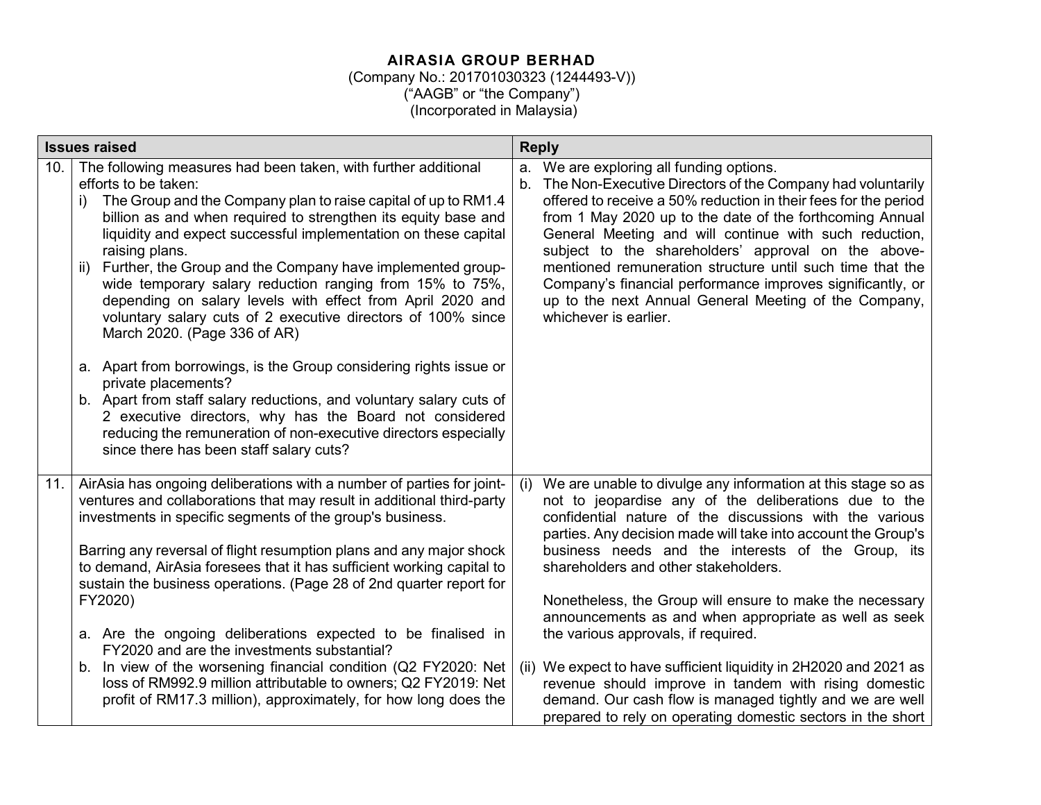**AIRASIA GROUP BERHAD**
(Company No.: 201701030323 (1244493-V))
("AAGB" or "the Company")
(Incorporated in Malaysia)

| | Issues raised | Reply |
|---|---|---|
| 10. | The following measures had been taken, with further additional efforts to be taken:<br>i) The Group and the Company plan to raise capital of up to RM1.4 billion as and when required to strengthen its equity base and liquidity and expect successful implementation on these capital raising plans.<br>ii) Further, the Group and the Company have implemented group-wide temporary salary reduction ranging from 15% to 75%, depending on salary levels with effect from April 2020 and voluntary salary cuts of 2 executive directors of 100% since March 2020. (Page 336 of AR)<br><br>a. Apart from borrowings, is the Group considering rights issue or private placements?<br>b. Apart from staff salary reductions, and voluntary salary cuts of 2 executive directors, why has the Board not considered reducing the remuneration of non-executive directors especially since there has been staff salary cuts? | a. We are exploring all funding options.<br>b. The Non-Executive Directors of the Company had voluntarily offered to receive a 50% reduction in their fees for the period from 1 May 2020 up to the date of the forthcoming Annual General Meeting and will continue with such reduction, subject to the shareholders' approval on the above-mentioned remuneration structure until such time that the Company's financial performance improves significantly, or up to the next Annual General Meeting of the Company, whichever is earlier. |
| 11. | AirAsia has ongoing deliberations with a number of parties for joint-ventures and collaborations that may result in additional third-party investments in specific segments of the group's business.<br><br>Barring any reversal of flight resumption plans and any major shock to demand, AirAsia foresees that it has sufficient working capital to sustain the business operations. (Page 28 of 2nd quarter report for FY2020)<br><br>a. Are the ongoing deliberations expected to be finalised in FY2020 and are the investments substantial?<br>b. In view of the worsening financial condition (Q2 FY2020: Net loss of RM992.9 million attributable to owners; Q2 FY2019: Net profit of RM17.3 million), approximately, for how long does the | (i) We are unable to divulge any information at this stage so as not to jeopardise any of the deliberations due to the confidential nature of the discussions with the various parties. Any decision made will take into account the Group's business needs and the interests of the Group, its shareholders and other stakeholders.<br><br>Nonetheless, the Group will ensure to make the necessary announcements as and when appropriate as well as seek the various approvals, if required.<br><br>(ii) We expect to have sufficient liquidity in 2H2020 and 2021 as revenue should improve in tandem with rising domestic demand. Our cash flow is managed tightly and we are well prepared to rely on operating domestic sectors in the short |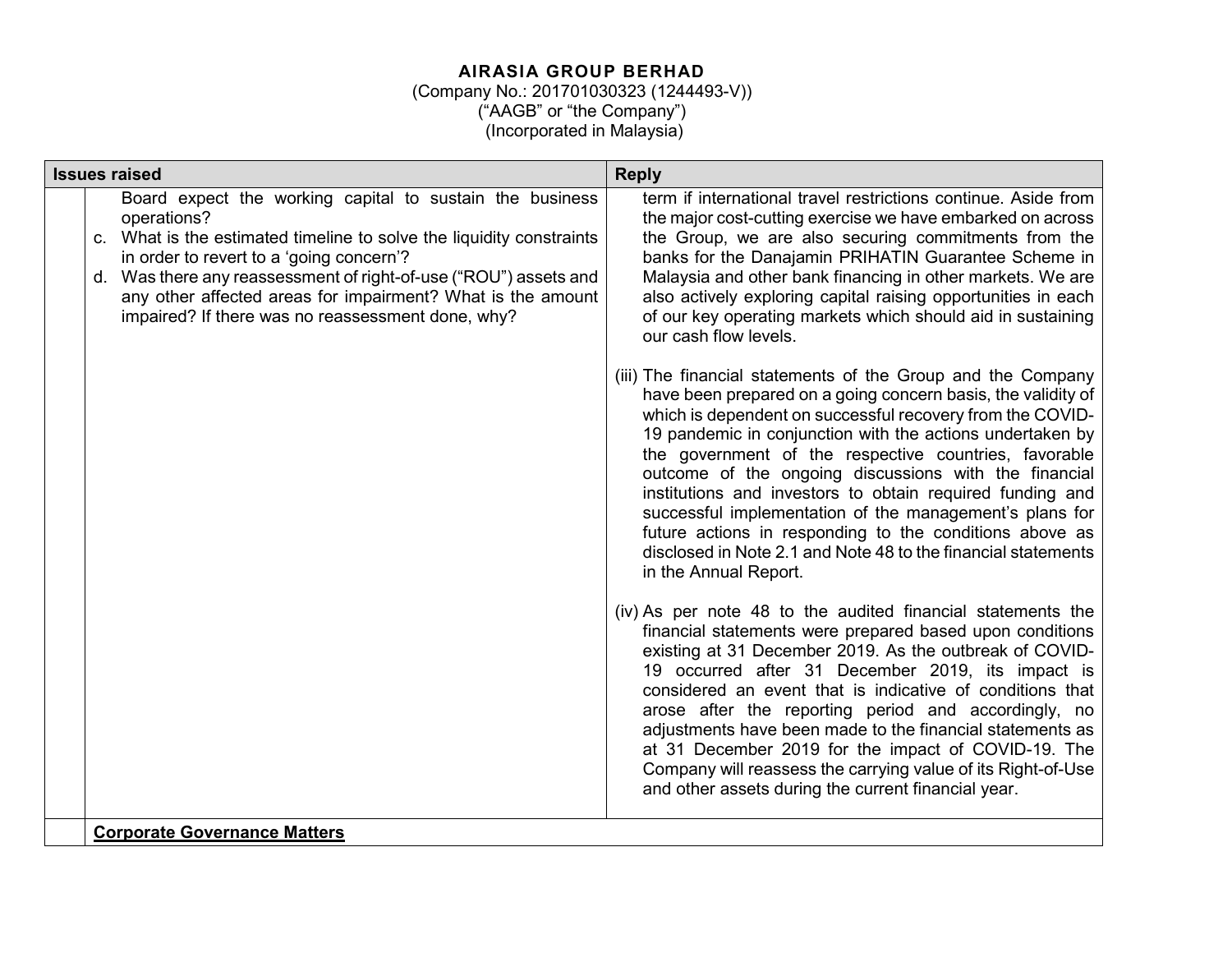**AIRASIA GROUP BERHAD**
(Company No.: 201701030323 (1244493-V))
("AAGB" or "the Company")
(Incorporated in Malaysia)

| | Issues raised | Reply |
|---|---|---|
| | Board expect the working capital to sustain the business operations?<br>c. What is the estimated timeline to solve the liquidity constraints in order to revert to a 'going concern'?<br>d. Was there any reassessment of right-of-use ("ROU") assets and any other affected areas for impairment? What is the amount impaired? If there was no reassessment done, why? | term if international travel restrictions continue. Aside from the major cost-cutting exercise we have embarked on across the Group, we are also securing commitments from the banks for the Danajamin PRIHATIN Guarantee Scheme in Malaysia and other bank financing in other markets. We are also actively exploring capital raising opportunities in each of our key operating markets which should aid in sustaining our cash flow levels.<br><br>(iii) The financial statements of the Group and the Company have been prepared on a going concern basis, the validity of which is dependent on successful recovery from the COVID-19 pandemic in conjunction with the actions undertaken by the government of the respective countries, favorable outcome of the ongoing discussions with the financial institutions and investors to obtain required funding and successful implementation of the management's plans for future actions in responding to the conditions above as disclosed in Note 2.1 and Note 48 to the financial statements in the Annual Report.<br><br>(iv) As per note 48 to the audited financial statements the financial statements were prepared based upon conditions existing at 31 December 2019. As the outbreak of COVID-19 occurred after 31 December 2019, its impact is considered an event that is indicative of conditions that arose after the reporting period and accordingly, no adjustments have been made to the financial statements as at 31 December 2019 for the impact of COVID-19. The Company will reassess the carrying value of its Right-of-Use and other assets during the current financial year. |
| | **Corporate Governance Matters** | |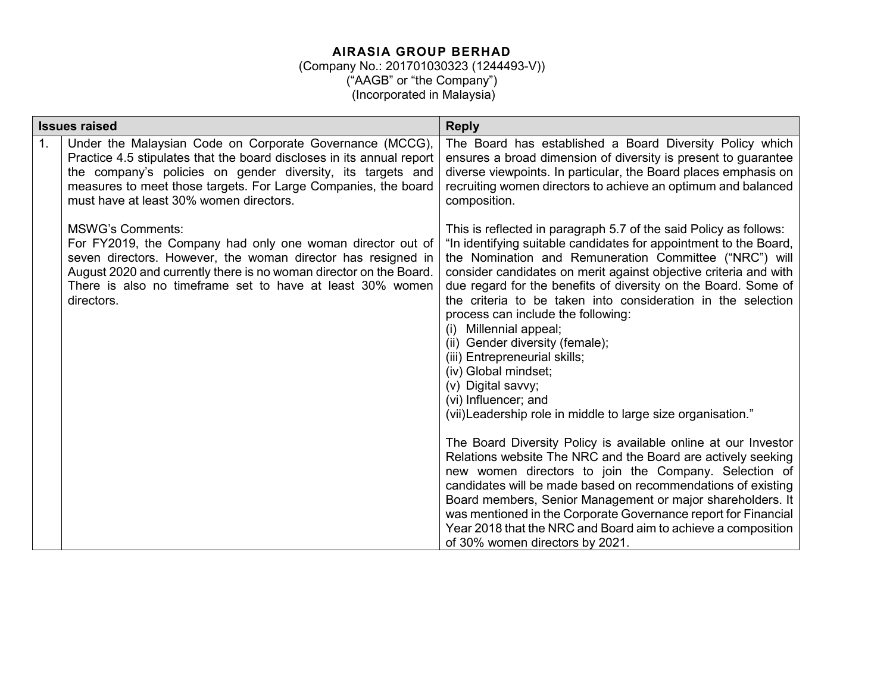**AIRASIA GROUP BERHAD**
(Company No.: 201701030323 (1244493-V))
("AAGB" or "the Company")
(Incorporated in Malaysia)

| Issues raised | | Reply |
|---|---|---|
| 1. | Under the Malaysian Code on Corporate Governance (MCCG), Practice 4.5 stipulates that the board discloses in its annual report the company's policies on gender diversity, its targets and measures to meet those targets. For Large Companies, the board must have at least 30% women directors.<br><br>MSWG's Comments:<br>For FY2019, the Company had only one woman director out of seven directors. However, the woman director has resigned in August 2020 and currently there is no woman director on the Board. There is also no timeframe set to have at least 30% women directors. | The Board has established a Board Diversity Policy which ensures a broad dimension of diversity is present to guarantee diverse viewpoints. In particular, the Board places emphasis on recruiting women directors to achieve an optimum and balanced composition.<br><br>This is reflected in paragraph 5.7 of the said Policy as follows:<br>"In identifying suitable candidates for appointment to the Board, the Nomination and Remuneration Committee ("NRC") will consider candidates on merit against objective criteria and with due regard for the benefits of diversity on the Board. Some of the criteria to be taken into consideration in the selection process can include the following:<br>(i) Millennial appeal;<br>(ii) Gender diversity (female);<br>(iii) Entrepreneurial skills;<br>(iv) Global mindset;<br>(v) Digital savvy;<br>(vi) Influencer; and<br>(vii)Leadership role in middle to large size organisation."<br><br>The Board Diversity Policy is available online at our Investor Relations website The NRC and the Board are actively seeking new women directors to join the Company. Selection of candidates will be made based on recommendations of existing Board members, Senior Management or major shareholders. It was mentioned in the Corporate Governance report for Financial Year 2018 that the NRC and Board aim to achieve a composition of 30% women directors by 2021. |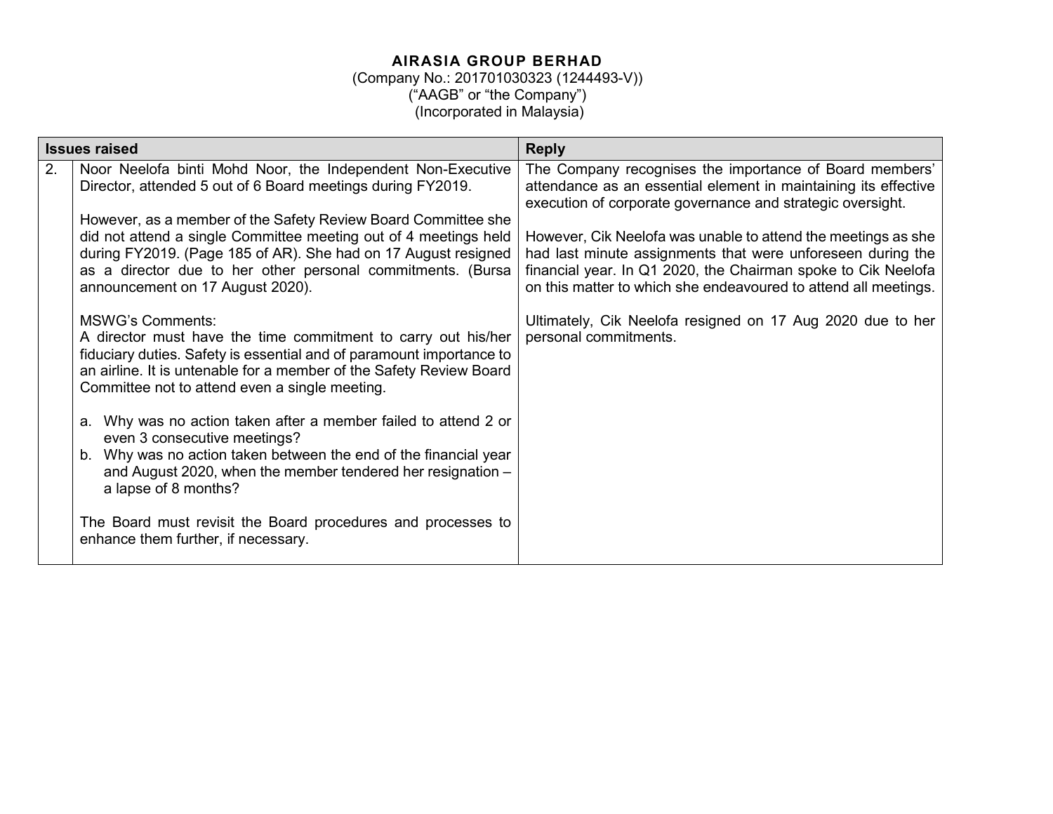**AIRASIA GROUP BERHAD**
(Company No.: 201701030323 (1244493-V))
("AAGB" or "the Company")
(Incorporated in Malaysia)

| | Issues raised | Reply |
|---|---|---|
| 2. | Noor Neelofa binti Mohd Noor, the Independent Non-Executive Director, attended 5 out of 6 Board meetings during FY2019.<br><br>However, as a member of the Safety Review Board Committee she did not attend a single Committee meeting out of 4 meetings held during FY2019. (Page 185 of AR). She had on 17 August resigned as a director due to her other personal commitments. (Bursa announcement on 17 August 2020).<br><br>MSWG's Comments:<br>A director must have the time commitment to carry out his/her fiduciary duties. Safety is essential and of paramount importance to an airline. It is untenable for a member of the Safety Review Board Committee not to attend even a single meeting.<br><br>a. Why was no action taken after a member failed to attend 2 or even 3 consecutive meetings?<br>b. Why was no action taken between the end of the financial year and August 2020, when the member tendered her resignation – a lapse of 8 months?<br><br>The Board must revisit the Board procedures and processes to enhance them further, if necessary. | The Company recognises the importance of Board members' attendance as an essential element in maintaining its effective execution of corporate governance and strategic oversight.<br><br>However, Cik Neelofa was unable to attend the meetings as she had last minute assignments that were unforeseen during the financial year. In Q1 2020, the Chairman spoke to Cik Neelofa on this matter to which she endeavoured to attend all meetings.<br><br>Ultimately, Cik Neelofa resigned on 17 Aug 2020 due to her personal commitments. |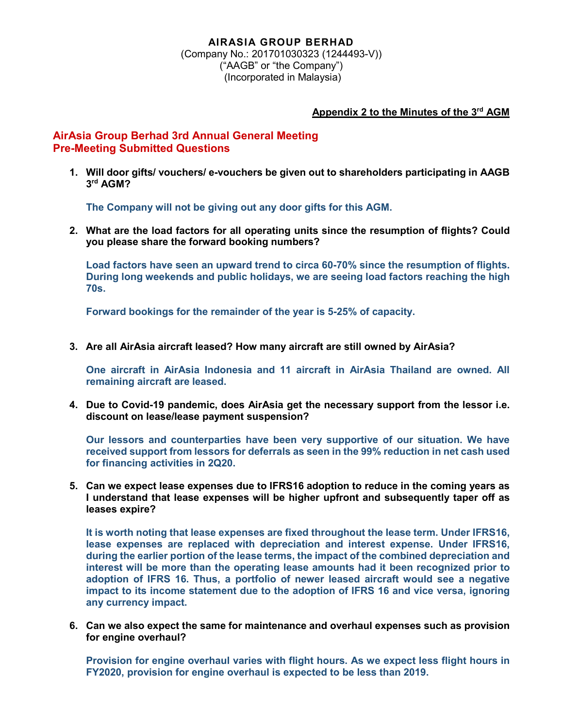**AIRASIA GROUP BERHAD**
(Company No.: 201701030323 (1244493-V))
("AAGB" or "the Company")
(Incorporated in Malaysia)

**Appendix 2 to the Minutes of the 3rd AGM**

## AirAsia Group Berhad 3rd Annual General Meeting
## Pre-Meeting Submitted Questions

1. **Will door gifts/ vouchers/ e-vouchers be given out to shareholders participating in AAGB 3rd AGM?**

   **The Company will not be giving out any door gifts for this AGM.**

2. **What are the load factors for all operating units since the resumption of flights? Could you please share the forward booking numbers?**

   **Load factors have seen an upward trend to circa 60-70% since the resumption of flights. During long weekends and public holidays, we are seeing load factors reaching the high 70s.**

   **Forward bookings for the remainder of the year is 5-25% of capacity.**

3. **Are all AirAsia aircraft leased? How many aircraft are still owned by AirAsia?**

   **One aircraft in AirAsia Indonesia and 11 aircraft in AirAsia Thailand are owned. All remaining aircraft are leased.**

4. **Due to Covid-19 pandemic, does AirAsia get the necessary support from the lessor i.e. discount on lease/lease payment suspension?**

   **Our lessors and counterparties have been very supportive of our situation. We have received support from lessors for deferrals as seen in the 99% reduction in net cash used for financing activities in 2Q20.**

5. **Can we expect lease expenses due to IFRS16 adoption to reduce in the coming years as I understand that lease expenses will be higher upfront and subsequently taper off as leases expire?**

   **It is worth noting that lease expenses are fixed throughout the lease term. Under IFRS16, lease expenses are replaced with depreciation and interest expense. Under IFRS16, during the earlier portion of the lease terms, the impact of the combined depreciation and interest will be more than the operating lease amounts had it been recognized prior to adoption of IFRS 16. Thus, a portfolio of newer leased aircraft would see a negative impact to its income statement due to the adoption of IFRS 16 and vice versa, ignoring any currency impact.**

6. **Can we also expect the same for maintenance and overhaul expenses such as provision for engine overhaul?**

   **Provision for engine overhaul varies with flight hours. As we expect less flight hours in FY2020, provision for engine overhaul is expected to be less than 2019.**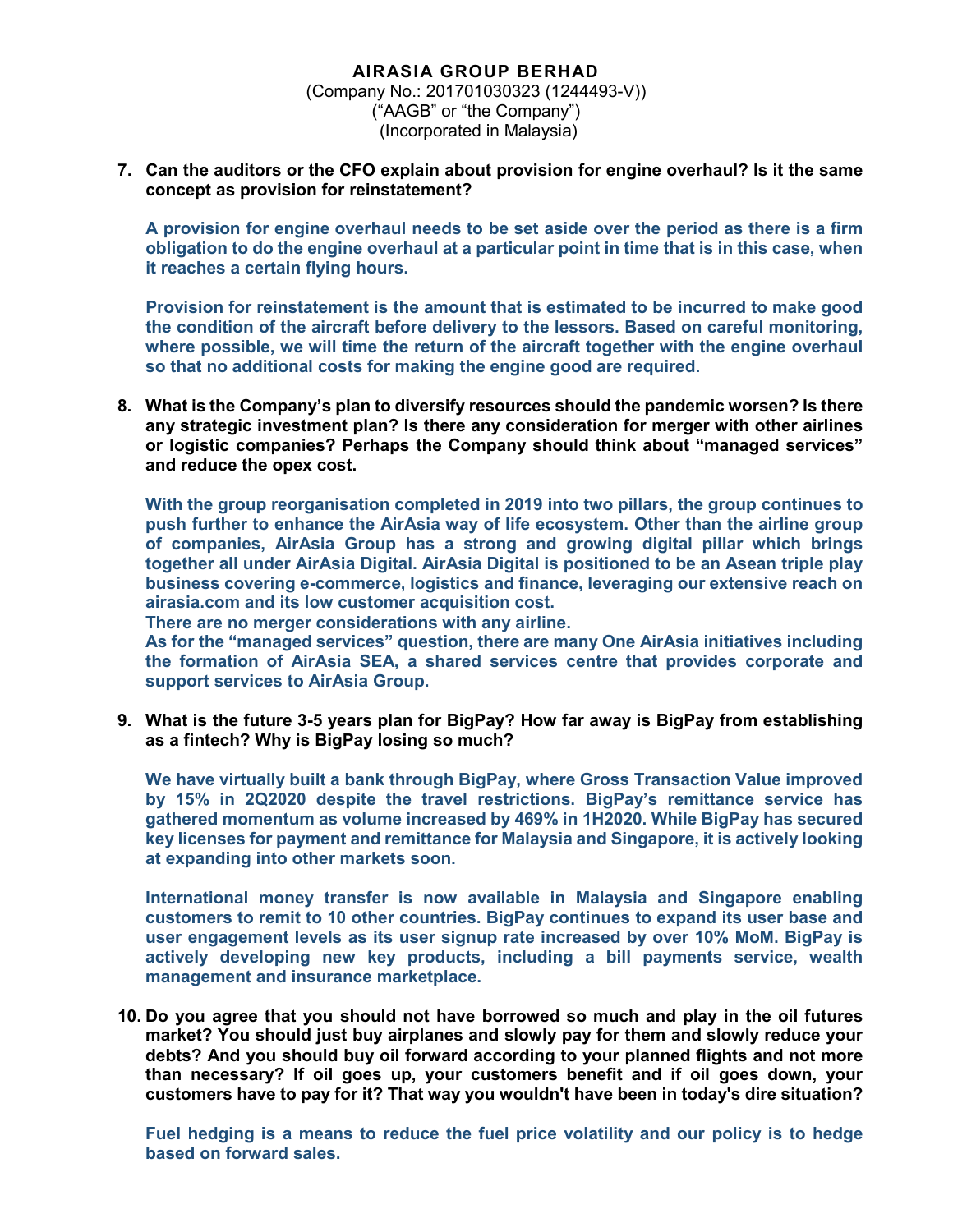**AIRASIA GROUP BERHAD**
(Company No.: 201701030323 (1244493-V))
("AAGB" or "the Company")
(Incorporated in Malaysia)

7. **Can the auditors or the CFO explain about provision for engine overhaul? Is it the same concept as provision for reinstatement?**

   **A provision for engine overhaul needs to be set aside over the period as there is a firm obligation to do the engine overhaul at a particular point in time that is in this case, when it reaches a certain flying hours.**

   **Provision for reinstatement is the amount that is estimated to be incurred to make good the condition of the aircraft before delivery to the lessors. Based on careful monitoring, where possible, we will time the return of the aircraft together with the engine overhaul so that no additional costs for making the engine good are required.**

8. **What is the Company's plan to diversify resources should the pandemic worsen? Is there any strategic investment plan? Is there any consideration for merger with other airlines or logistic companies? Perhaps the Company should think about "managed services" and reduce the opex cost.**

   **With the group reorganisation completed in 2019 into two pillars, the group continues to push further to enhance the AirAsia way of life ecosystem. Other than the airline group of companies, AirAsia Group has a strong and growing digital pillar which brings together all under AirAsia Digital. AirAsia Digital is positioned to be an Asean triple play business covering e-commerce, logistics and finance, leveraging our extensive reach on airasia.com and its low customer acquisition cost.**
   **There are no merger considerations with any airline.**
   **As for the "managed services" question, there are many One AirAsia initiatives including the formation of AirAsia SEA, a shared services centre that provides corporate and support services to AirAsia Group.**

9. **What is the future 3-5 years plan for BigPay? How far away is BigPay from establishing as a fintech? Why is BigPay losing so much?**

   **We have virtually built a bank through BigPay, where Gross Transaction Value improved by 15% in 2Q2020 despite the travel restrictions. BigPay's remittance service has gathered momentum as volume increased by 469% in 1H2020. While BigPay has secured key licenses for payment and remittance for Malaysia and Singapore, it is actively looking at expanding into other markets soon.**

   **International money transfer is now available in Malaysia and Singapore enabling customers to remit to 10 other countries. BigPay continues to expand its user base and user engagement levels as its user signup rate increased by over 10% MoM. BigPay is actively developing new key products, including a bill payments service, wealth management and insurance marketplace.**

10. **Do you agree that you should not have borrowed so much and play in the oil futures market? You should just buy airplanes and slowly pay for them and slowly reduce your debts? And you should buy oil forward according to your planned flights and not more than necessary? If oil goes up, your customers benefit and if oil goes down, your customers have to pay for it? That way you wouldn't have been in today's dire situation?**

    **Fuel hedging is a means to reduce the fuel price volatility and our policy is to hedge based on forward sales.**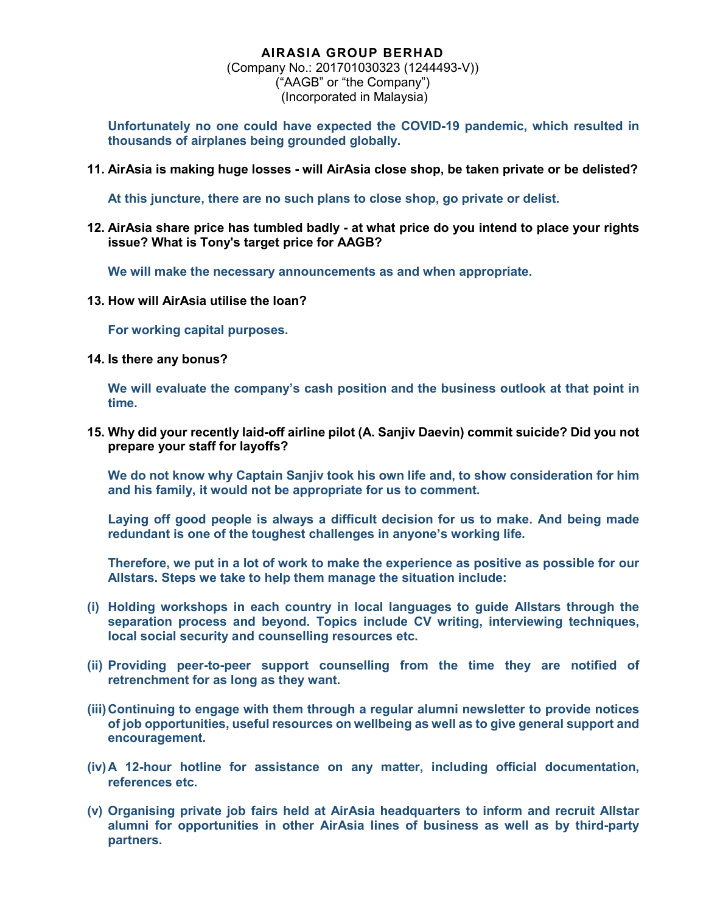**AIRASIA GROUP BERHAD**
(Company No.: 201701030323 (1244493-V))
("AAGB" or "the Company")
(Incorporated in Malaysia)

**Unfortunately no one could have expected the COVID-19 pandemic, which resulted in thousands of airplanes being grounded globally.**

**11. AirAsia is making huge losses - will AirAsia close shop, be taken private or be delisted?**

**At this juncture, there are no such plans to close shop, go private or delist.**

**12. AirAsia share price has tumbled badly - at what price do you intend to place your rights issue? What is Tony's target price for AAGB?**

**We will make the necessary announcements as and when appropriate.**

**13. How will AirAsia utilise the loan?**

**For working capital purposes.**

**14. Is there any bonus?**

**We will evaluate the company's cash position and the business outlook at that point in time.**

**15. Why did your recently laid-off airline pilot (A. Sanjiv Daevin) commit suicide? Did you not prepare your staff for layoffs?**

**We do not know why Captain Sanjiv took his own life and, to show consideration for him and his family, it would not be appropriate for us to comment.**

**Laying off good people is always a difficult decision for us to make. And being made redundant is one of the toughest challenges in anyone's working life.**

**Therefore, we put in a lot of work to make the experience as positive as possible for our Allstars. Steps we take to help them manage the situation include:**

**(i) Holding workshops in each country in local languages to guide Allstars through the separation process and beyond. Topics include CV writing, interviewing techniques, local social security and counselling resources etc.**

**(ii) Providing peer-to-peer support counselling from the time they are notified of retrenchment for as long as they want.**

**(iii) Continuing to engage with them through a regular alumni newsletter to provide notices of job opportunities, useful resources on wellbeing as well as to give general support and encouragement.**

**(iv) A 12-hour hotline for assistance on any matter, including official documentation, references etc.**

**(v) Organising private job fairs held at AirAsia headquarters to inform and recruit Allstar alumni for opportunities in other AirAsia lines of business as well as by third-party partners.**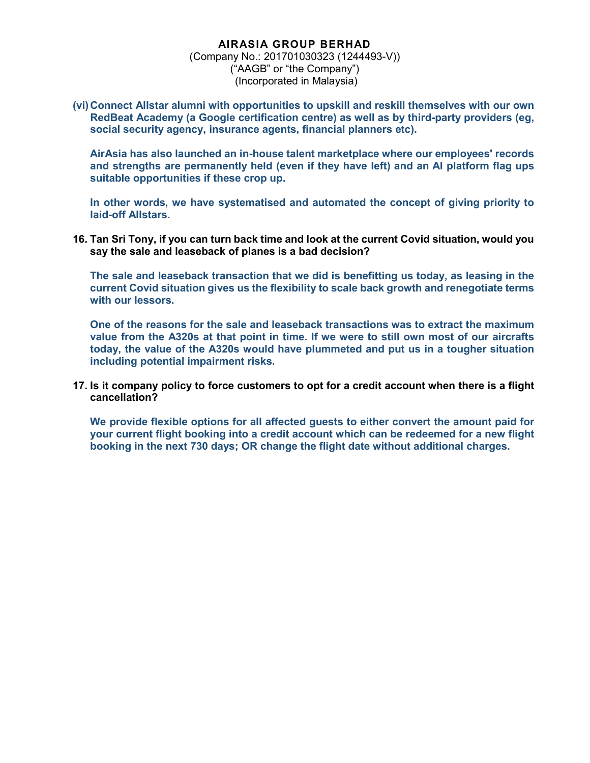**AIRASIA GROUP BERHAD**
(Company No.: 201701030323 (1244493-V))
("AAGB" or "the Company")
(Incorporated in Malaysia)

**(vi) Connect Allstar alumni with opportunities to upskill and reskill themselves with our own RedBeat Academy (a Google certification centre) as well as by third-party providers (eg, social security agency, insurance agents, financial planners etc).**

**AirAsia has also launched an in-house talent marketplace where our employees' records and strengths are permanently held (even if they have left) and an AI platform flag ups suitable opportunities if these crop up.**

**In other words, we have systematised and automated the concept of giving priority to laid-off Allstars.**

**16. Tan Sri Tony, if you can turn back time and look at the current Covid situation, would you say the sale and leaseback of planes is a bad decision?**

**The sale and leaseback transaction that we did is benefitting us today, as leasing in the current Covid situation gives us the flexibility to scale back growth and renegotiate terms with our lessors.**

**One of the reasons for the sale and leaseback transactions was to extract the maximum value from the A320s at that point in time. If we were to still own most of our aircrafts today, the value of the A320s would have plummeted and put us in a tougher situation including potential impairment risks.**

**17. Is it company policy to force customers to opt for a credit account when there is a flight cancellation?**

**We provide flexible options for all affected guests to either convert the amount paid for your current flight booking into a credit account which can be redeemed for a new flight booking in the next 730 days; OR change the flight date without additional charges.**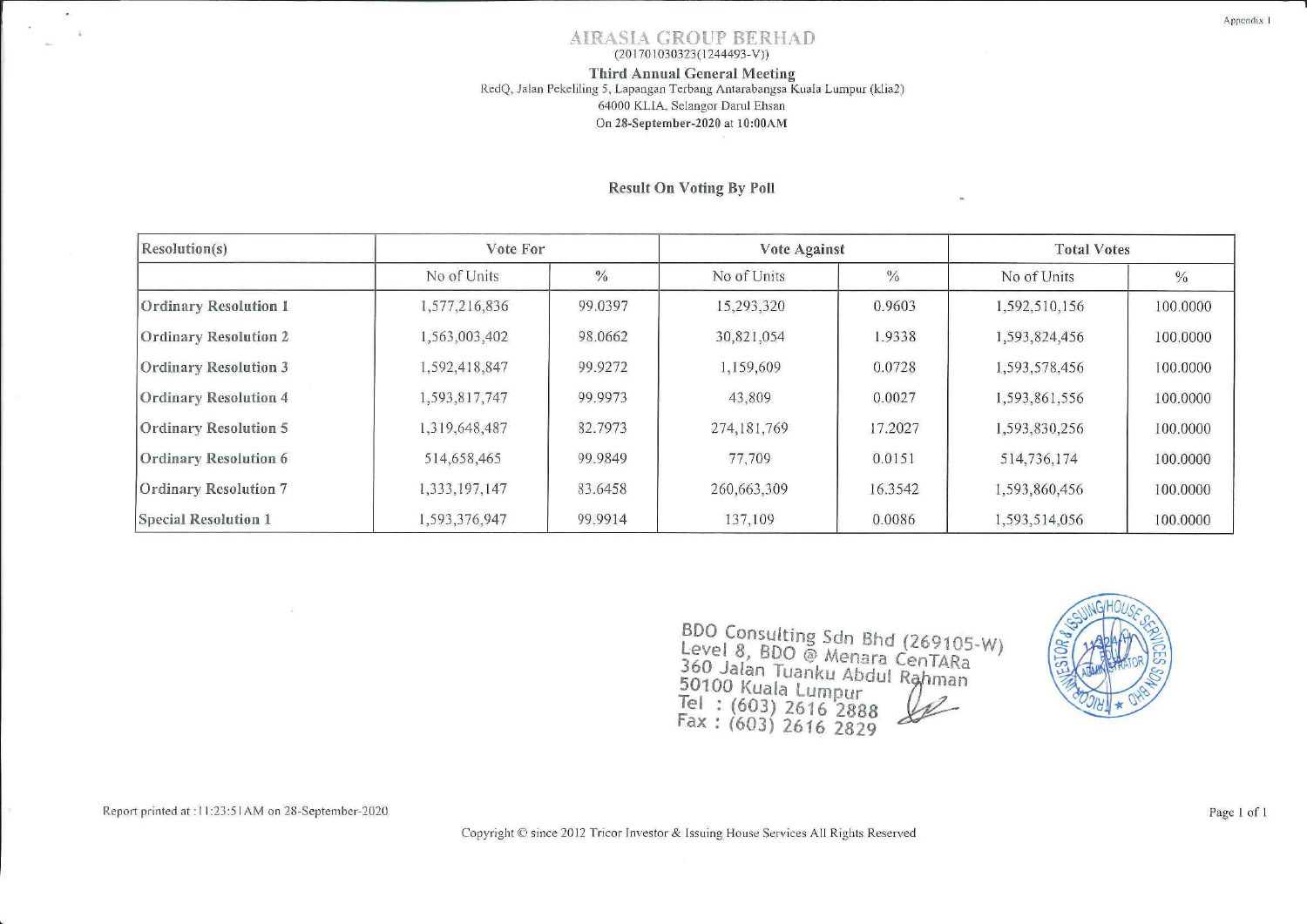Appendix 1

# AIRASIA GROUP BERHAD

(201701030323(1244493-V))

**Third Annual General Meeting**

RedQ, Jalan Pekeliling 5, Lapangan Terbang Antarabangsa Kuala Lumpur (klia2)
64000 KLIA, Selangor Darul Ehsan
On **28-September-2020** at **10:00AM**

## Result On Voting By Poll

| Resolution(s) | Vote For | | Vote Against | | Total Votes | |
|---|---|---|---|---|---|---|
| | No of Units | % | No of Units | % | No of Units | % |
| **Ordinary Resolution 1** | 1,577,216,836 | 99.0397 | 15,293,320 | 0.9603 | 1,592,510,156 | 100.0000 |
| **Ordinary Resolution 2** | 1,563,003,402 | 98.0662 | 30,821,054 | 1.9338 | 1,593,824,456 | 100.0000 |
| **Ordinary Resolution 3** | 1,592,418,847 | 99.9272 | 1,159,609 | 0.0728 | 1,593,578,456 | 100.0000 |
| **Ordinary Resolution 4** | 1,593,817,747 | 99.9973 | 43,809 | 0.0027 | 1,593,861,556 | 100.0000 |
| **Ordinary Resolution 5** | 1,319,648,487 | 82.7973 | 274,181,769 | 17.2027 | 1,593,830,256 | 100.0000 |
| **Ordinary Resolution 6** | 514,658,465 | 99.9849 | 77,709 | 0.0151 | 514,736,174 | 100.0000 |
| **Ordinary Resolution 7** | 1,333,197,147 | 83.6458 | 260,663,309 | 16.3542 | 1,593,860,456 | 100.0000 |
| **Special Resolution 1** | 1,593,376,947 | 99.9914 | 137,109 | 0.0086 | 1,593,514,056 | 100.0000 |

BDO Consulting Sdn Bhd (269105-W)
Level 8, BDO @ Menara CenTARa
360 Jalan Tuanku Abdul Rahman
50100 Kuala Lumpur
Tel : (603) 2616 2888
Fax : (603) 2616 2829

Report printed at : 11:23:51AM on 28-September-2020

Copyright © since 2012 Tricor Investor & Issuing House Services All Rights Reserved